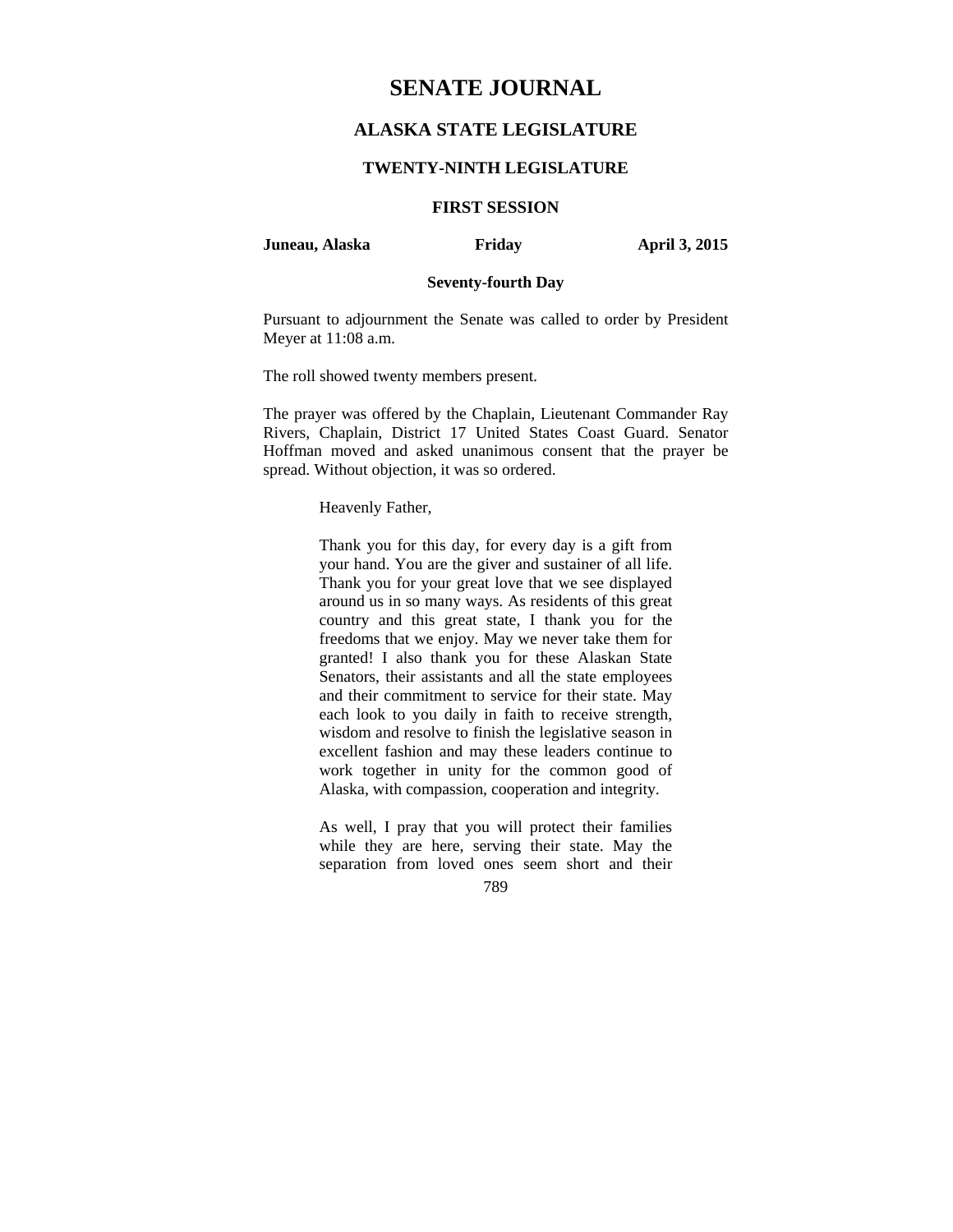# SENATE JOURNAL

## ALASKA STATE LEGISLATURE

### TWENTY-NINTH LEGISLATURE

### FIRST SESSION

**Juneau, Alaska** **Friday** **April 3, 2015**

**Seventy-fourth Day**

Pursuant to adjournment the Senate was called to order by President Meyer at 11:08 a.m.

The roll showed twenty members present.

The prayer was offered by the Chaplain, Lieutenant Commander Ray Rivers, Chaplain, District 17 United States Coast Guard. Senator Hoffman moved and asked unanimous consent that the prayer be spread. Without objection, it was so ordered.

> Heavenly Father,
>
> Thank you for this day, for every day is a gift from your hand. You are the giver and sustainer of all life. Thank you for your great love that we see displayed around us in so many ways. As residents of this great country and this great state, I thank you for the freedoms that we enjoy. May we never take them for granted! I also thank you for these Alaskan State Senators, their assistants and all the state employees and their commitment to service for their state. May each look to you daily in faith to receive strength, wisdom and resolve to finish the legislative season in excellent fashion and may these leaders continue to work together in unity for the common good of Alaska, with compassion, cooperation and integrity.
>
> As well, I pray that you will protect their families while they are here, serving their state. May the separation from loved ones seem short and their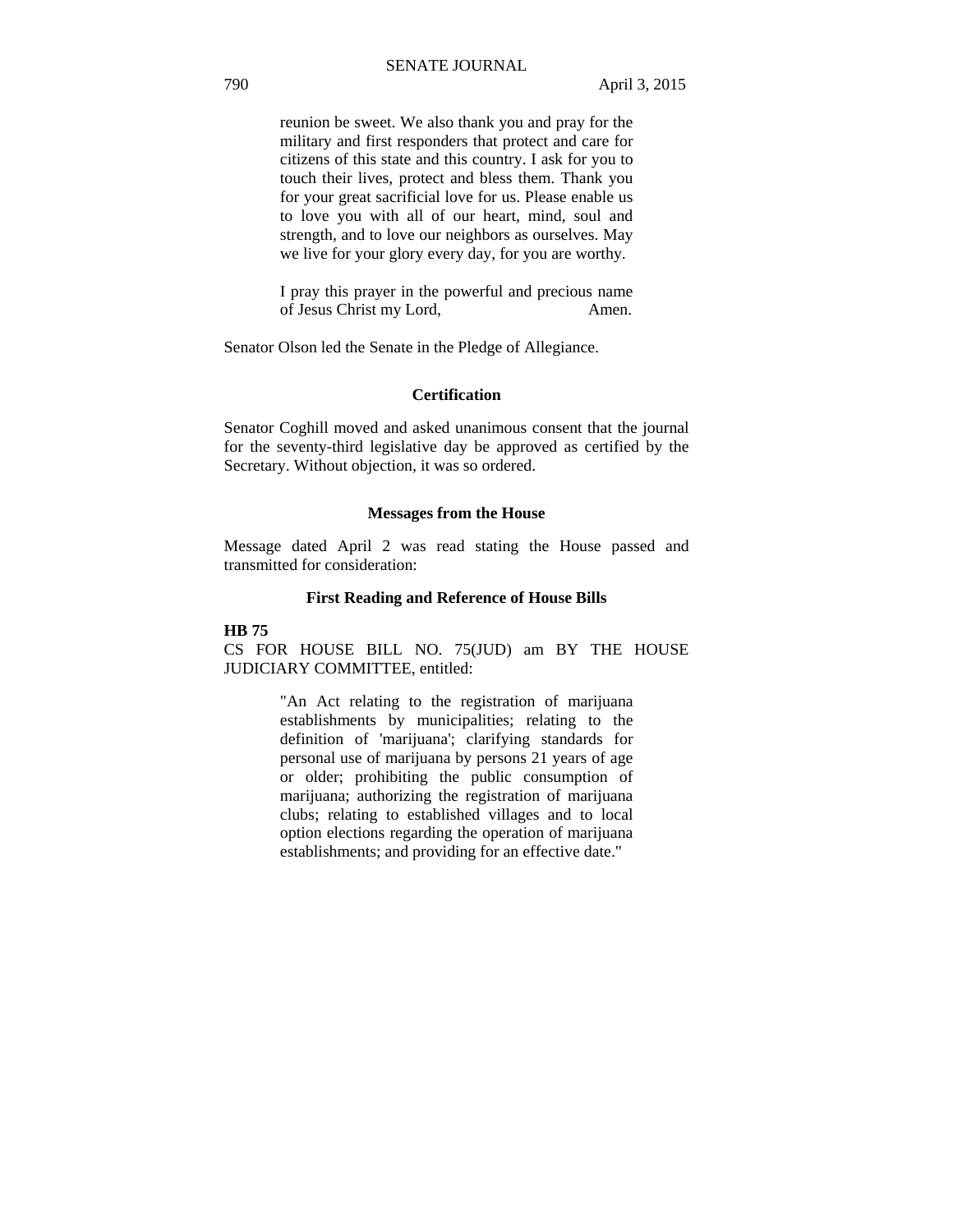reunion be sweet. We also thank you and pray for the military and first responders that protect and care for citizens of this state and this country. I ask for you to touch their lives, protect and bless them. Thank you for your great sacrificial love for us. Please enable us to love you with all of our heart, mind, soul and strength, and to love our neighbors as ourselves. May we live for your glory every day, for you are worthy.

I pray this prayer in the powerful and precious name of Jesus Christ my Lord, Amen.

Senator Olson led the Senate in the Pledge of Allegiance.

**Certification**

Senator Coghill moved and asked unanimous consent that the journal for the seventy-third legislative day be approved as certified by the Secretary. Without objection, it was so ordered.

**Messages from the House**

Message dated April 2 was read stating the House passed and transmitted for consideration:

**First Reading and Reference of House Bills**

**HB 75**

CS FOR HOUSE BILL NO. 75(JUD) am BY THE HOUSE JUDICIARY COMMITTEE, entitled:

> "An Act relating to the registration of marijuana establishments by municipalities; relating to the definition of 'marijuana'; clarifying standards for personal use of marijuana by persons 21 years of age or older; prohibiting the public consumption of marijuana; authorizing the registration of marijuana clubs; relating to established villages and to local option elections regarding the operation of marijuana establishments; and providing for an effective date."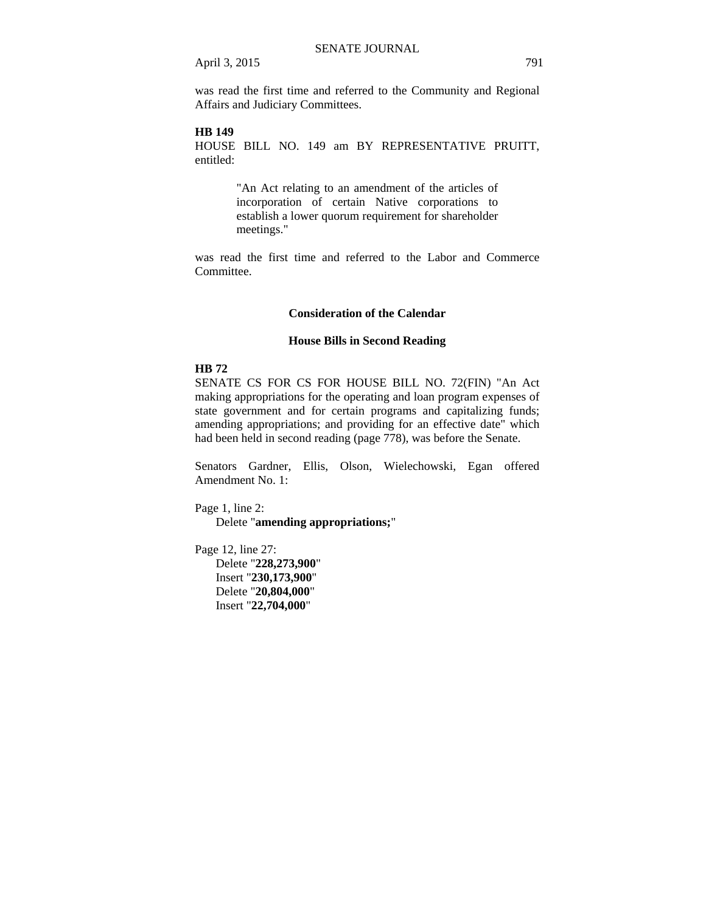was read the first time and referred to the Community and Regional Affairs and Judiciary Committees.

**HB 149**

HOUSE BILL NO. 149 am BY REPRESENTATIVE PRUITT, entitled:

> "An Act relating to an amendment of the articles of incorporation of certain Native corporations to establish a lower quorum requirement for shareholder meetings."

was read the first time and referred to the Labor and Commerce Committee.

## Consideration of the Calendar

### House Bills in Second Reading

**HB 72**

SENATE CS FOR CS FOR HOUSE BILL NO. 72(FIN) "An Act making appropriations for the operating and loan program expenses of state government and for certain programs and capitalizing funds; amending appropriations; and providing for an effective date" which had been held in second reading (page 778), was before the Senate.

Senators Gardner, Ellis, Olson, Wielechowski, Egan offered Amendment No. 1:

Page 1, line 2:
 Delete "**amending appropriations;**"

Page 12, line 27:
 Delete "**228,273,900**"
 Insert "**230,173,900**"
 Delete "**20,804,000**"
 Insert "**22,704,000**"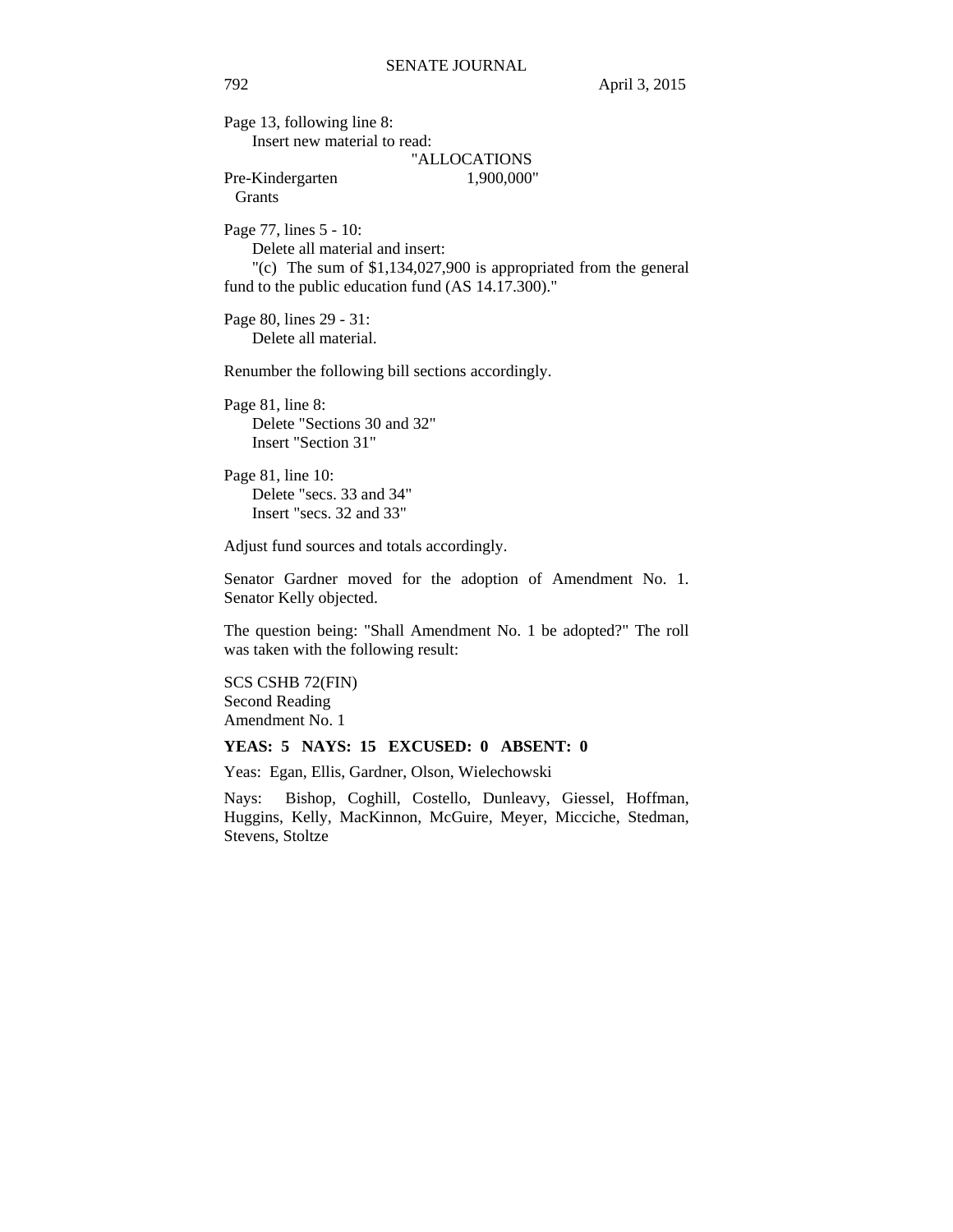Page 13, following line 8:

Insert new material to read:

"ALLOCATIONS

Pre-Kindergarten Grants 1,900,000"

Page 77, lines 5 - 10:

Delete all material and insert:

"(c) The sum of $1,134,027,900 is appropriated from the general fund to the public education fund (AS 14.17.300)."

Page 80, lines 29 - 31:

Delete all material.

Renumber the following bill sections accordingly.

Page 81, line 8:

Delete "Sections 30 and 32"

Insert "Section 31"

Page 81, line 10:

Delete "secs. 33 and 34"

Insert "secs. 32 and 33"

Adjust fund sources and totals accordingly.

Senator Gardner moved for the adoption of Amendment No. 1. Senator Kelly objected.

The question being: "Shall Amendment No. 1 be adopted?" The roll was taken with the following result:

SCS CSHB 72(FIN)
Second Reading
Amendment No. 1

**YEAS: 5 NAYS: 15 EXCUSED: 0 ABSENT: 0**

Yeas: Egan, Ellis, Gardner, Olson, Wielechowski

Nays: Bishop, Coghill, Costello, Dunleavy, Giessel, Hoffman, Huggins, Kelly, MacKinnon, McGuire, Meyer, Micciche, Stedman, Stevens, Stoltze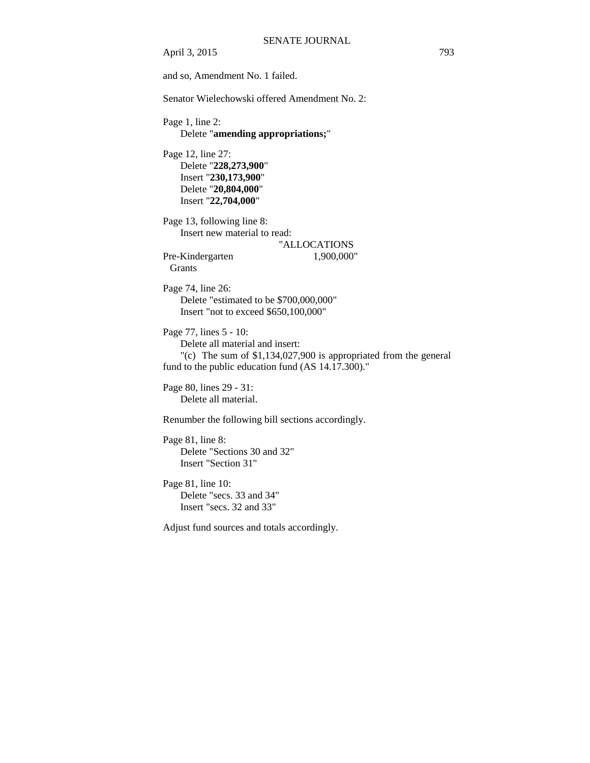and so, Amendment No. 1 failed.

Senator Wielechowski offered Amendment No. 2:

Page 1, line 2:
Delete "**amending appropriations;**"

Page 12, line 27:
Delete "**228,273,900**"
Insert "**230,173,900**"
Delete "**20,804,000**"
Insert "**22,704,000**"

Page 13, following line 8:
Insert new material to read:

| | "ALLOCATIONS |
|---|---|
| Pre-Kindergarten Grants | 1,900,000" |

Page 74, line 26:
Delete "estimated to be $700,000,000"
Insert "not to exceed $650,100,000"

Page 77, lines 5 - 10:
Delete all material and insert:
"(c) The sum of $1,134,027,900 is appropriated from the general fund to the public education fund (AS 14.17.300)."

Page 80, lines 29 - 31:
Delete all material.

Renumber the following bill sections accordingly.

Page 81, line 8:
Delete "Sections 30 and 32"
Insert "Section 31"

Page 81, line 10:
Delete "secs. 33 and 34"
Insert "secs. 32 and 33"

Adjust fund sources and totals accordingly.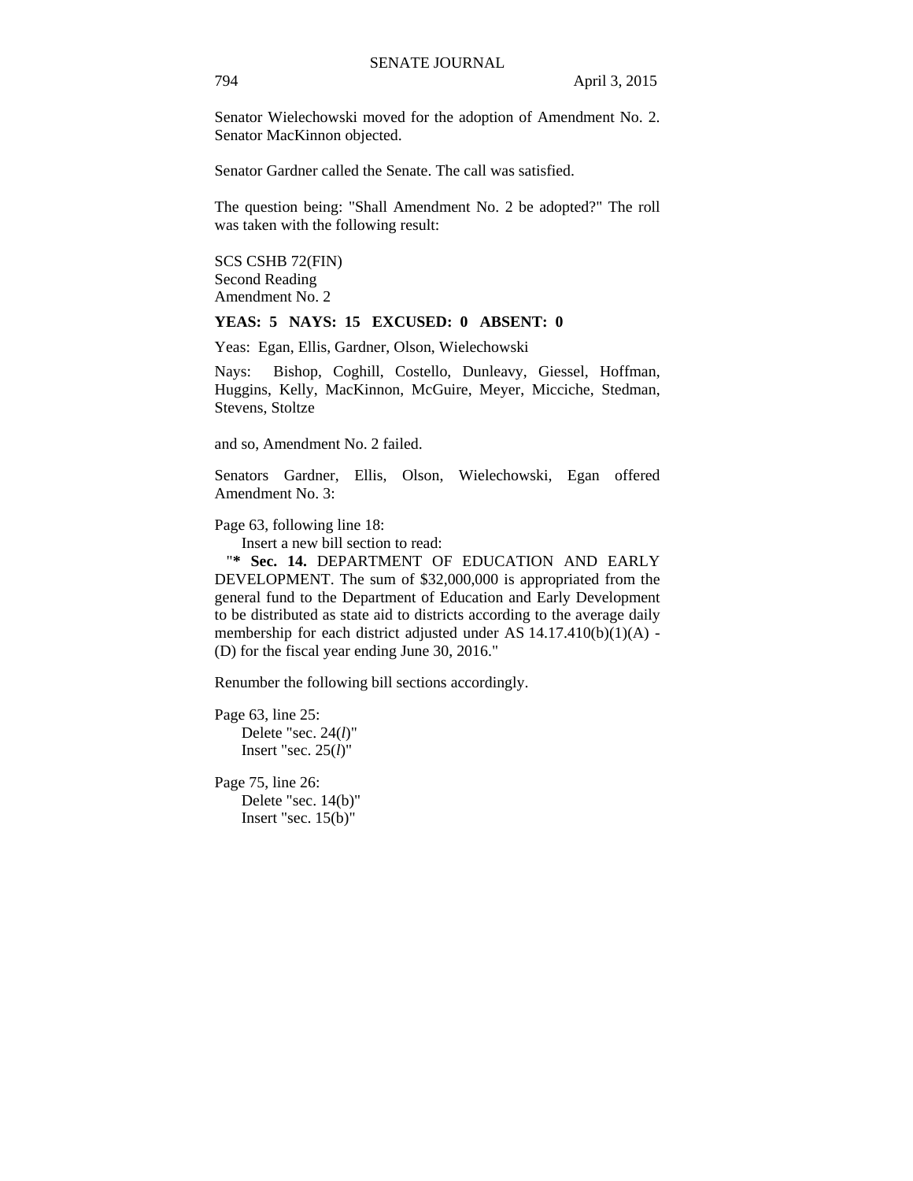Senator Wielechowski moved for the adoption of Amendment No. 2. Senator MacKinnon objected.

Senator Gardner called the Senate. The call was satisfied.

The question being: "Shall Amendment No. 2 be adopted?" The roll was taken with the following result:

SCS CSHB 72(FIN)
Second Reading
Amendment No. 2

**YEAS: 5 NAYS: 15 EXCUSED: 0 ABSENT: 0**

Yeas: Egan, Ellis, Gardner, Olson, Wielechowski

Nays: Bishop, Coghill, Costello, Dunleavy, Giessel, Hoffman, Huggins, Kelly, MacKinnon, McGuire, Meyer, Micciche, Stedman, Stevens, Stoltze

and so, Amendment No. 2 failed.

Senators Gardner, Ellis, Olson, Wielechowski, Egan offered Amendment No. 3:

Page 63, following line 18:
Insert a new bill section to read:
"**\* Sec. 14.** DEPARTMENT OF EDUCATION AND EARLY DEVELOPMENT. The sum of $32,000,000 is appropriated from the general fund to the Department of Education and Early Development to be distributed as state aid to districts according to the average daily membership for each district adjusted under AS 14.17.410(b)(1)(A) - (D) for the fiscal year ending June 30, 2016."

Renumber the following bill sections accordingly.

Page 63, line 25:
Delete "sec. 24(*l*)"
Insert "sec. 25(*l*)"

Page 75, line 26:
Delete "sec. 14(b)"
Insert "sec. 15(b)"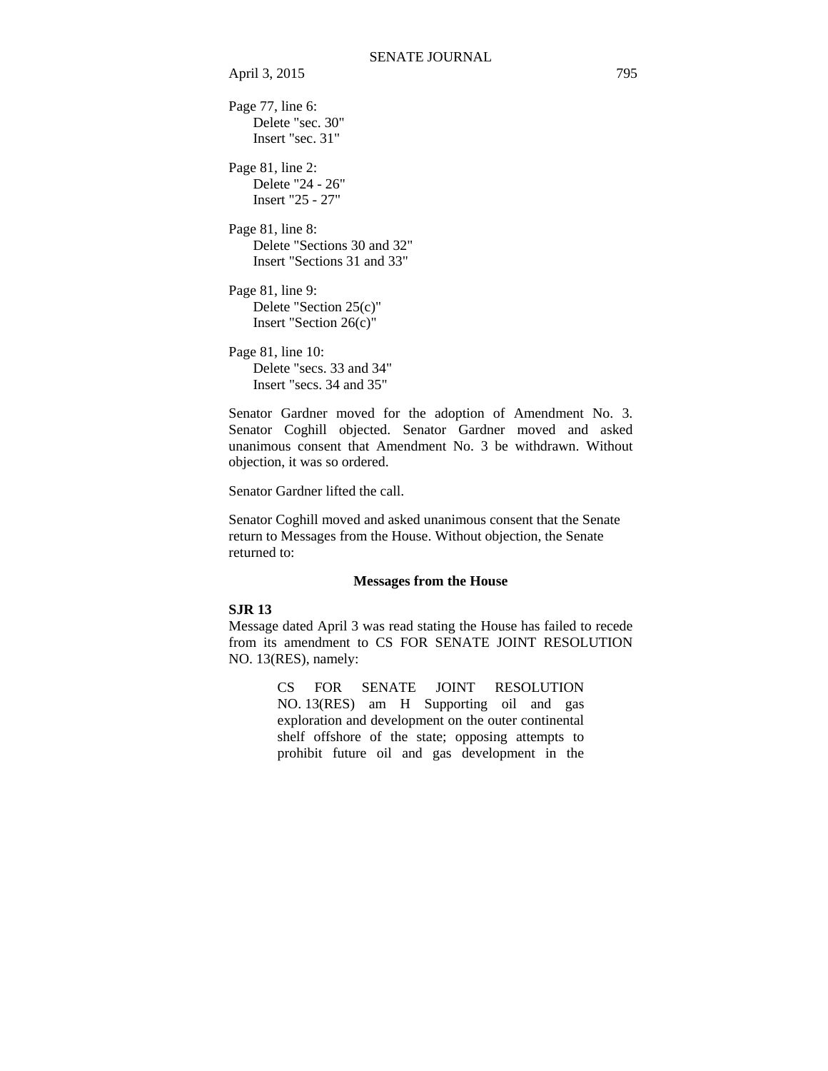Page 77, line 6:
Delete "sec. 30"
Insert "sec. 31"

Page 81, line 2:
Delete "24 - 26"
Insert "25 - 27"

Page 81, line 8:
Delete "Sections 30 and 32"
Insert "Sections 31 and 33"

Page 81, line 9:
Delete "Section 25(c)"
Insert "Section 26(c)"

Page 81, line 10:
Delete "secs. 33 and 34"
Insert "secs. 34 and 35"

Senator Gardner moved for the adoption of Amendment No. 3. Senator Coghill objected. Senator Gardner moved and asked unanimous consent that Amendment No. 3 be withdrawn. Without objection, it was so ordered.

Senator Gardner lifted the call.

Senator Coghill moved and asked unanimous consent that the Senate return to Messages from the House. Without objection, the Senate returned to:

### Messages from the House

**SJR 13**

Message dated April 3 was read stating the House has failed to recede from its amendment to CS FOR SENATE JOINT RESOLUTION NO. 13(RES), namely:

> CS FOR SENATE JOINT RESOLUTION NO. 13(RES) am H Supporting oil and gas exploration and development on the outer continental shelf offshore of the state; opposing attempts to prohibit future oil and gas development in the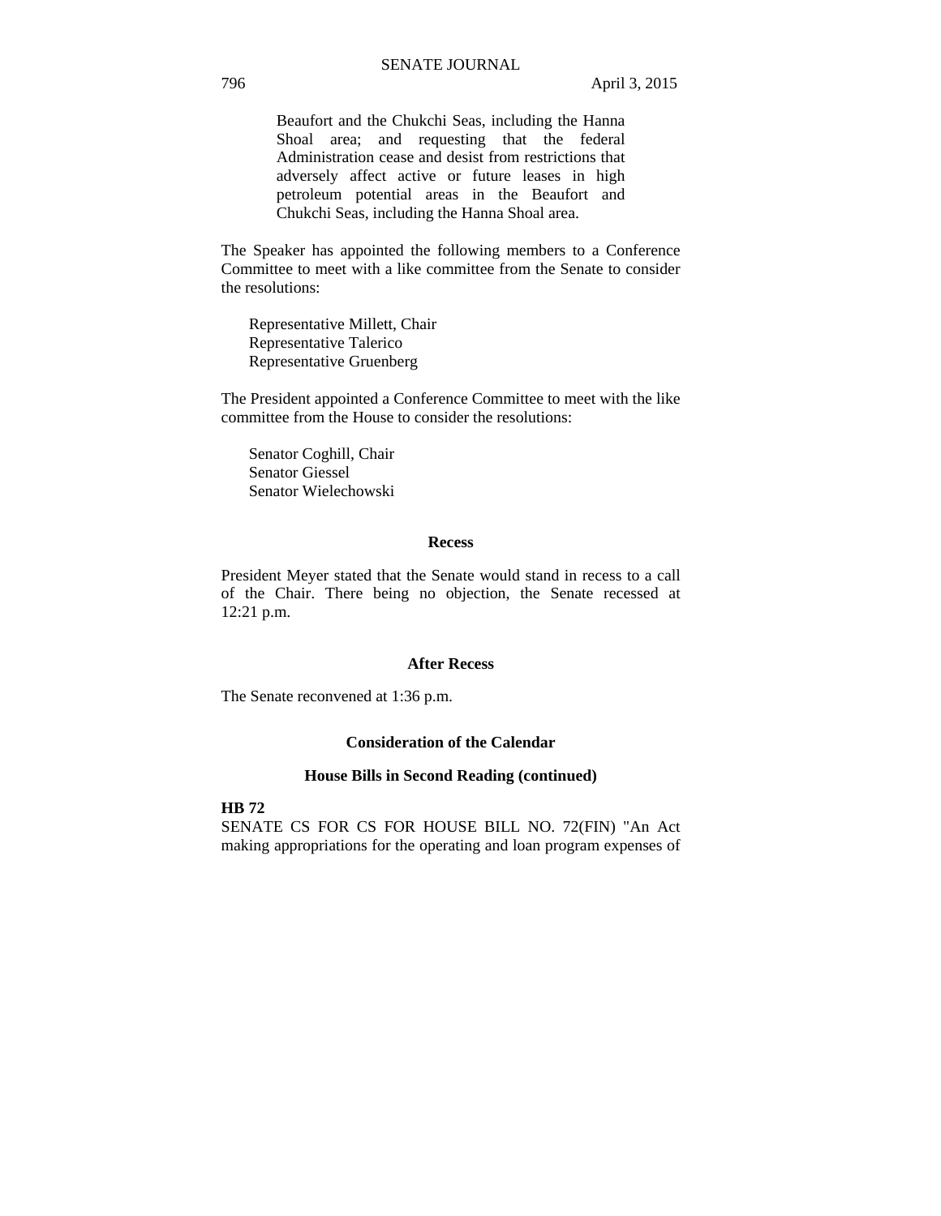Beaufort and the Chukchi Seas, including the Hanna Shoal area; and requesting that the federal Administration cease and desist from restrictions that adversely affect active or future leases in high petroleum potential areas in the Beaufort and Chukchi Seas, including the Hanna Shoal area.

The Speaker has appointed the following members to a Conference Committee to meet with a like committee from the Senate to consider the resolutions:

Representative Millett, Chair
Representative Talerico
Representative Gruenberg

The President appointed a Conference Committee to meet with the like committee from the House to consider the resolutions:

Senator Coghill, Chair
Senator Giessel
Senator Wielechowski

**Recess**

President Meyer stated that the Senate would stand in recess to a call of the Chair. There being no objection, the Senate recessed at 12:21 p.m.

**After Recess**

The Senate reconvened at 1:36 p.m.

**Consideration of the Calendar**

**House Bills in Second Reading (continued)**

**HB 72**
SENATE CS FOR CS FOR HOUSE BILL NO. 72(FIN) "An Act making appropriations for the operating and loan program expenses of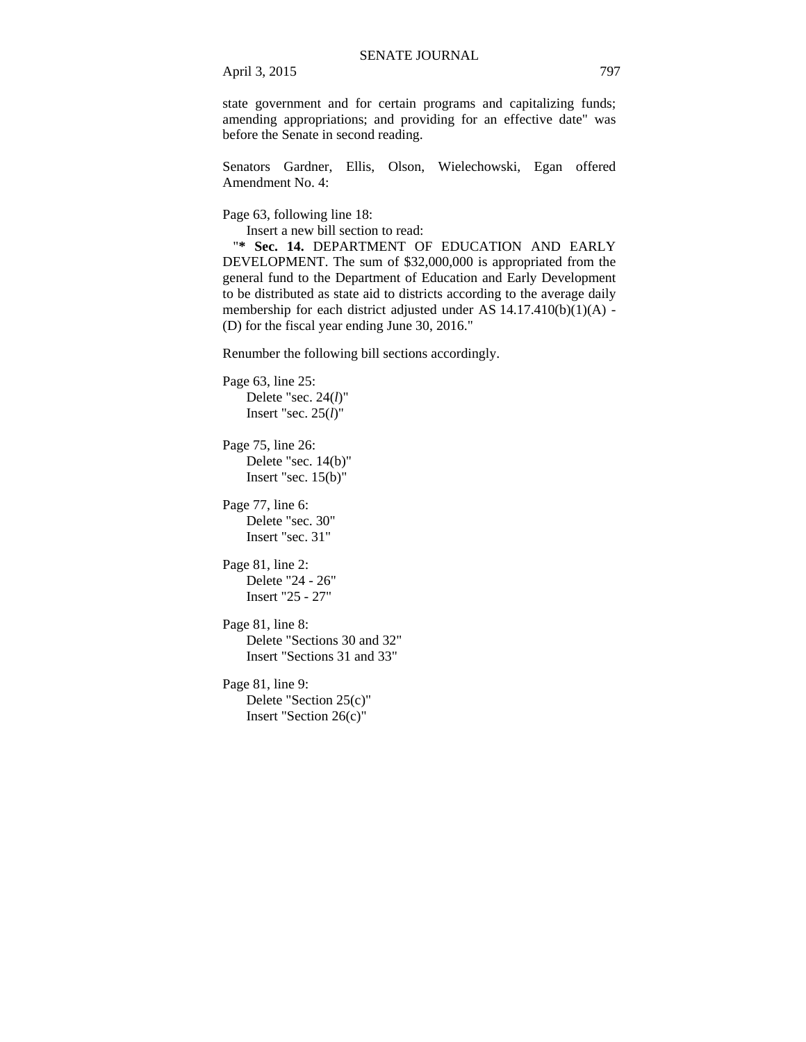state government and for certain programs and capitalizing funds; amending appropriations; and providing for an effective date" was before the Senate in second reading.

Senators Gardner, Ellis, Olson, Wielechowski, Egan offered Amendment No. 4:

Page 63, following line 18:
    Insert a new bill section to read:
  "**\* Sec. 14.** DEPARTMENT OF EDUCATION AND EARLY DEVELOPMENT. The sum of $32,000,000 is appropriated from the general fund to the Department of Education and Early Development to be distributed as state aid to districts according to the average daily membership for each district adjusted under AS 14.17.410(b)(1)(A) - (D) for the fiscal year ending June 30, 2016."

Renumber the following bill sections accordingly.

Page 63, line 25:
    Delete "sec. 24(*l*)"
    Insert "sec. 25(*l*)"

Page 75, line 26:
    Delete "sec. 14(b)"
    Insert "sec. 15(b)"

Page 77, line 6:
    Delete "sec. 30"
    Insert "sec. 31"

Page 81, line 2:
    Delete "24 - 26"
    Insert "25 - 27"

Page 81, line 8:
    Delete "Sections 30 and 32"
    Insert "Sections 31 and 33"

Page 81, line 9:
    Delete "Section 25(c)"
    Insert "Section 26(c)"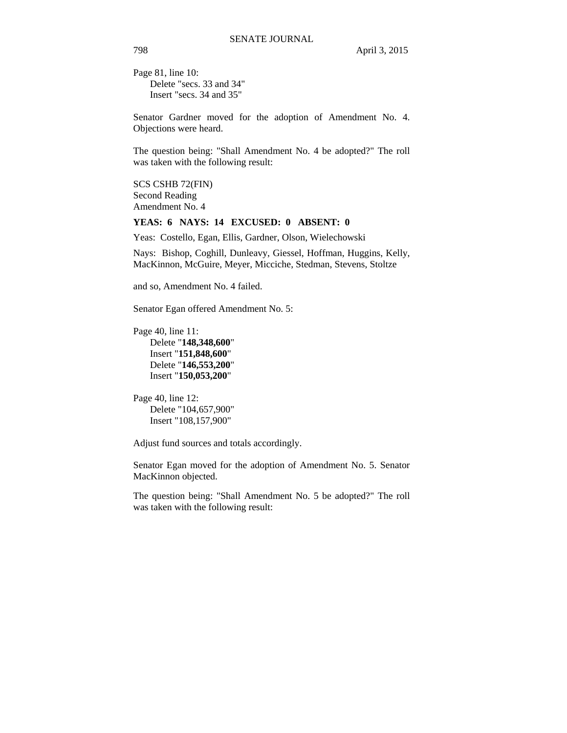Page 81, line 10:
Delete "secs. 33 and 34"
Insert "secs. 34 and 35"

Senator Gardner moved for the adoption of Amendment No. 4. Objections were heard.

The question being: "Shall Amendment No. 4 be adopted?" The roll was taken with the following result:

SCS CSHB 72(FIN)
Second Reading
Amendment No. 4

**YEAS: 6 NAYS: 14 EXCUSED: 0 ABSENT: 0**

Yeas: Costello, Egan, Ellis, Gardner, Olson, Wielechowski

Nays: Bishop, Coghill, Dunleavy, Giessel, Hoffman, Huggins, Kelly, MacKinnon, McGuire, Meyer, Micciche, Stedman, Stevens, Stoltze

and so, Amendment No. 4 failed.

Senator Egan offered Amendment No. 5:

Page 40, line 11:
Delete "**148,348,600**"
Insert "**151,848,600**"
Delete "**146,553,200**"
Insert "**150,053,200**"

Page 40, line 12:
Delete "104,657,900"
Insert "108,157,900"

Adjust fund sources and totals accordingly.

Senator Egan moved for the adoption of Amendment No. 5. Senator MacKinnon objected.

The question being: "Shall Amendment No. 5 be adopted?" The roll was taken with the following result: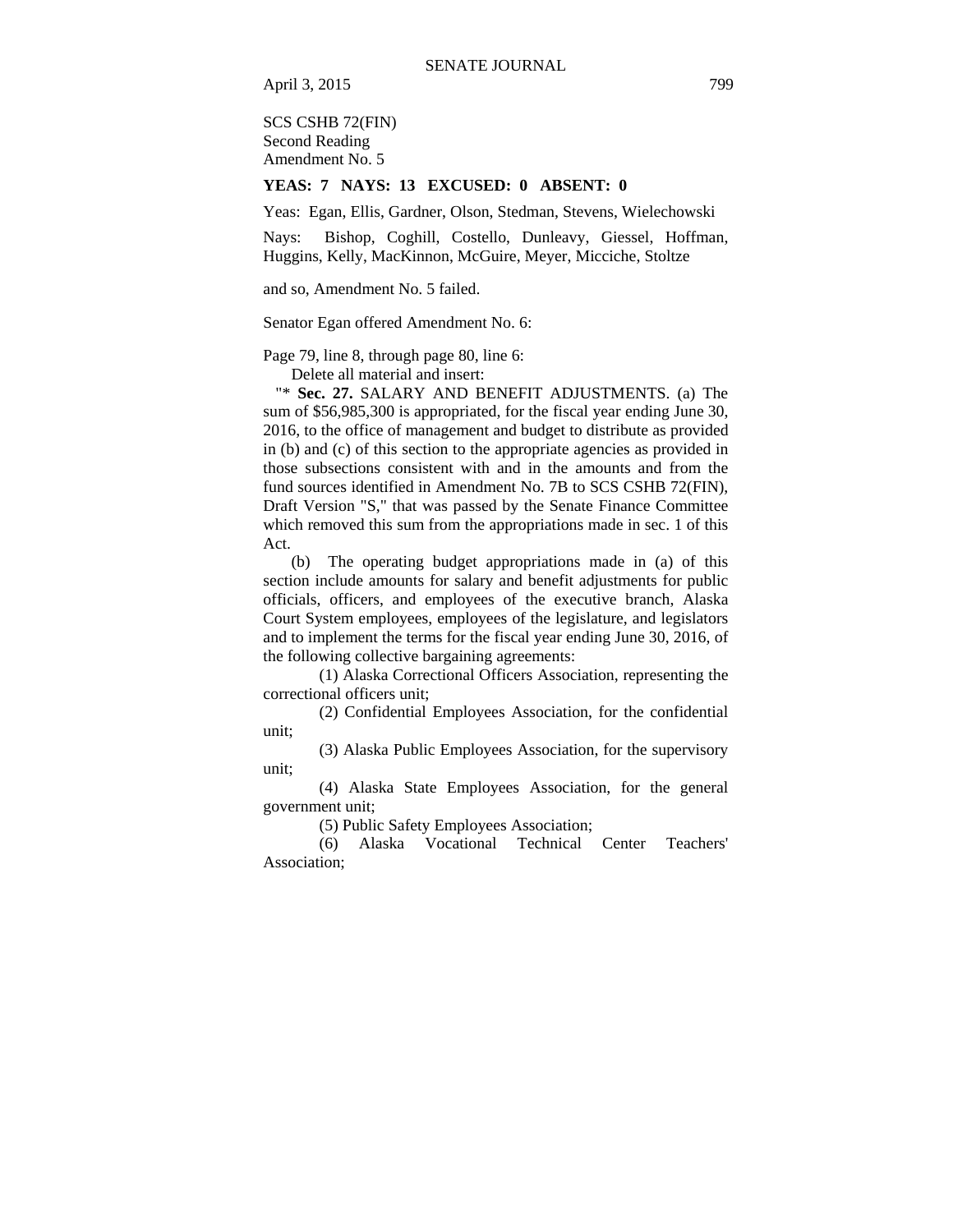SCS CSHB 72(FIN)
Second Reading
Amendment No. 5

**YEAS: 7 NAYS: 13 EXCUSED: 0 ABSENT: 0**

Yeas: Egan, Ellis, Gardner, Olson, Stedman, Stevens, Wielechowski

Nays: Bishop, Coghill, Costello, Dunleavy, Giessel, Hoffman, Huggins, Kelly, MacKinnon, McGuire, Meyer, Micciche, Stoltze

and so, Amendment No. 5 failed.

Senator Egan offered Amendment No. 6:

Page 79, line 8, through page 80, line 6:

Delete all material and insert:

"* **Sec. 27.** SALARY AND BENEFIT ADJUSTMENTS. (a) The sum of $56,985,300 is appropriated, for the fiscal year ending June 30, 2016, to the office of management and budget to distribute as provided in (b) and (c) of this section to the appropriate agencies as provided in those subsections consistent with and in the amounts and from the fund sources identified in Amendment No. 7B to SCS CSHB 72(FIN), Draft Version "S," that was passed by the Senate Finance Committee which removed this sum from the appropriations made in sec. 1 of this Act.

(b) The operating budget appropriations made in (a) of this section include amounts for salary and benefit adjustments for public officials, officers, and employees of the executive branch, Alaska Court System employees, employees of the legislature, and legislators and to implement the terms for the fiscal year ending June 30, 2016, of the following collective bargaining agreements:

(1) Alaska Correctional Officers Association, representing the correctional officers unit;

(2) Confidential Employees Association, for the confidential unit;

(3) Alaska Public Employees Association, for the supervisory unit;

(4) Alaska State Employees Association, for the general government unit;

(5) Public Safety Employees Association;

(6) Alaska Vocational Technical Center Teachers' Association;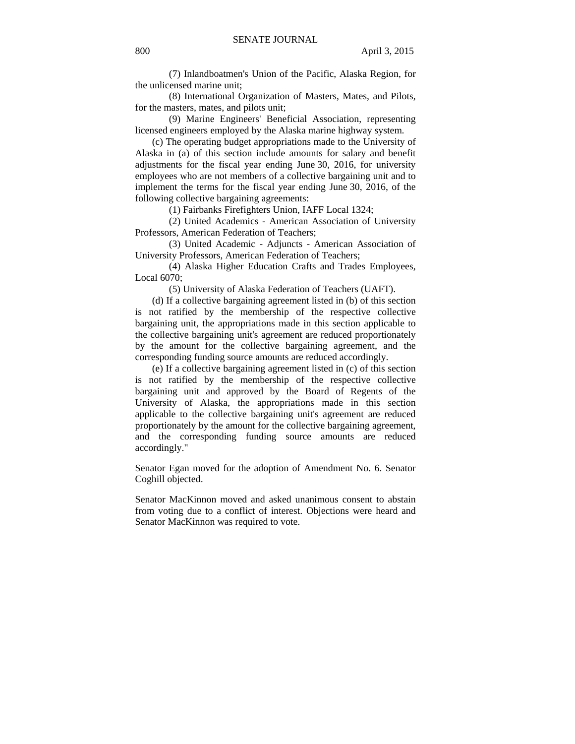(7) Inlandboatmen's Union of the Pacific, Alaska Region, for the unlicensed marine unit;

(8) International Organization of Masters, Mates, and Pilots, for the masters, mates, and pilots unit;

(9) Marine Engineers' Beneficial Association, representing licensed engineers employed by the Alaska marine highway system.

(c) The operating budget appropriations made to the University of Alaska in (a) of this section include amounts for salary and benefit adjustments for the fiscal year ending June 30, 2016, for university employees who are not members of a collective bargaining unit and to implement the terms for the fiscal year ending June 30, 2016, of the following collective bargaining agreements:

(1) Fairbanks Firefighters Union, IAFF Local 1324;

(2) United Academics - American Association of University Professors, American Federation of Teachers;

(3) United Academic - Adjuncts - American Association of University Professors, American Federation of Teachers;

(4) Alaska Higher Education Crafts and Trades Employees, Local 6070;

(5) University of Alaska Federation of Teachers (UAFT).

(d) If a collective bargaining agreement listed in (b) of this section is not ratified by the membership of the respective collective bargaining unit, the appropriations made in this section applicable to the collective bargaining unit's agreement are reduced proportionately by the amount for the collective bargaining agreement, and the corresponding funding source amounts are reduced accordingly.

(e) If a collective bargaining agreement listed in (c) of this section is not ratified by the membership of the respective collective bargaining unit and approved by the Board of Regents of the University of Alaska, the appropriations made in this section applicable to the collective bargaining unit's agreement are reduced proportionately by the amount for the collective bargaining agreement, and the corresponding funding source amounts are reduced accordingly."

Senator Egan moved for the adoption of Amendment No. 6. Senator Coghill objected.

Senator MacKinnon moved and asked unanimous consent to abstain from voting due to a conflict of interest. Objections were heard and Senator MacKinnon was required to vote.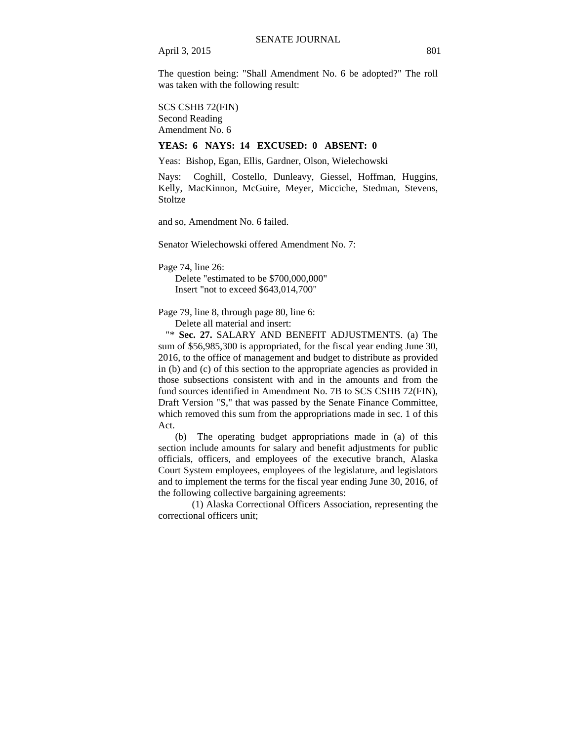The question being: "Shall Amendment No. 6 be adopted?" The roll was taken with the following result:

SCS CSHB 72(FIN)
Second Reading
Amendment No. 6

**YEAS: 6 NAYS: 14 EXCUSED: 0 ABSENT: 0**

Yeas: Bishop, Egan, Ellis, Gardner, Olson, Wielechowski

Nays: Coghill, Costello, Dunleavy, Giessel, Hoffman, Huggins, Kelly, MacKinnon, McGuire, Meyer, Micciche, Stedman, Stevens, Stoltze

and so, Amendment No. 6 failed.

Senator Wielechowski offered Amendment No. 7:

Page 74, line 26:
Delete "estimated to be $700,000,000"
Insert "not to exceed $643,014,700"

Page 79, line 8, through page 80, line 6:
Delete all material and insert:

"* **Sec. 27.** SALARY AND BENEFIT ADJUSTMENTS. (a) The sum of $56,985,300 is appropriated, for the fiscal year ending June 30, 2016, to the office of management and budget to distribute as provided in (b) and (c) of this section to the appropriate agencies as provided in those subsections consistent with and in the amounts and from the fund sources identified in Amendment No. 7B to SCS CSHB 72(FIN), Draft Version "S," that was passed by the Senate Finance Committee, which removed this sum from the appropriations made in sec. 1 of this Act.

(b) The operating budget appropriations made in (a) of this section include amounts for salary and benefit adjustments for public officials, officers, and employees of the executive branch, Alaska Court System employees, employees of the legislature, and legislators and to implement the terms for the fiscal year ending June 30, 2016, of the following collective bargaining agreements:

(1) Alaska Correctional Officers Association, representing the correctional officers unit;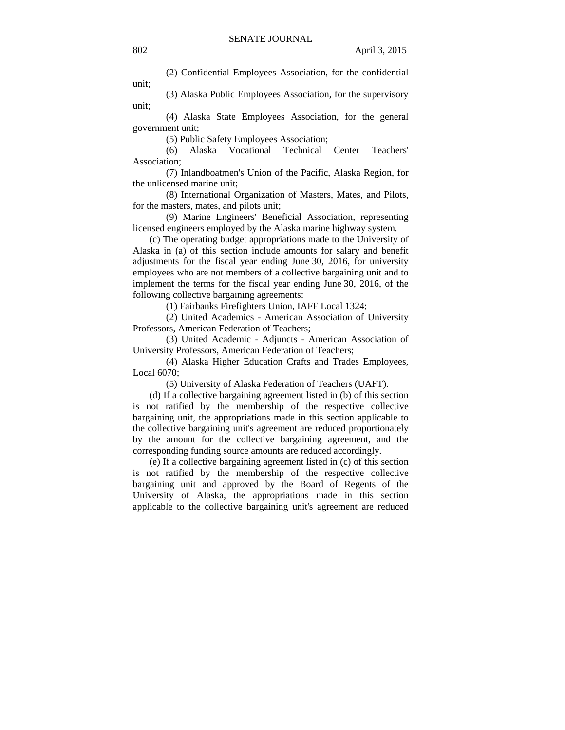(2) Confidential Employees Association, for the confidential unit;

(3) Alaska Public Employees Association, for the supervisory unit;

(4) Alaska State Employees Association, for the general government unit;

(5) Public Safety Employees Association;

(6) Alaska Vocational Technical Center Teachers' Association;

(7) Inlandboatmen's Union of the Pacific, Alaska Region, for the unlicensed marine unit;

(8) International Organization of Masters, Mates, and Pilots, for the masters, mates, and pilots unit;

(9) Marine Engineers' Beneficial Association, representing licensed engineers employed by the Alaska marine highway system.

(c) The operating budget appropriations made to the University of Alaska in (a) of this section include amounts for salary and benefit adjustments for the fiscal year ending June 30, 2016, for university employees who are not members of a collective bargaining unit and to implement the terms for the fiscal year ending June 30, 2016, of the following collective bargaining agreements:

(1) Fairbanks Firefighters Union, IAFF Local 1324;

(2) United Academics - American Association of University Professors, American Federation of Teachers;

(3) United Academic - Adjuncts - American Association of University Professors, American Federation of Teachers;

(4) Alaska Higher Education Crafts and Trades Employees, Local 6070;

(5) University of Alaska Federation of Teachers (UAFT).

(d) If a collective bargaining agreement listed in (b) of this section is not ratified by the membership of the respective collective bargaining unit, the appropriations made in this section applicable to the collective bargaining unit's agreement are reduced proportionately by the amount for the collective bargaining agreement, and the corresponding funding source amounts are reduced accordingly.

(e) If a collective bargaining agreement listed in (c) of this section is not ratified by the membership of the respective collective bargaining unit and approved by the Board of Regents of the University of Alaska, the appropriations made in this section applicable to the collective bargaining unit's agreement are reduced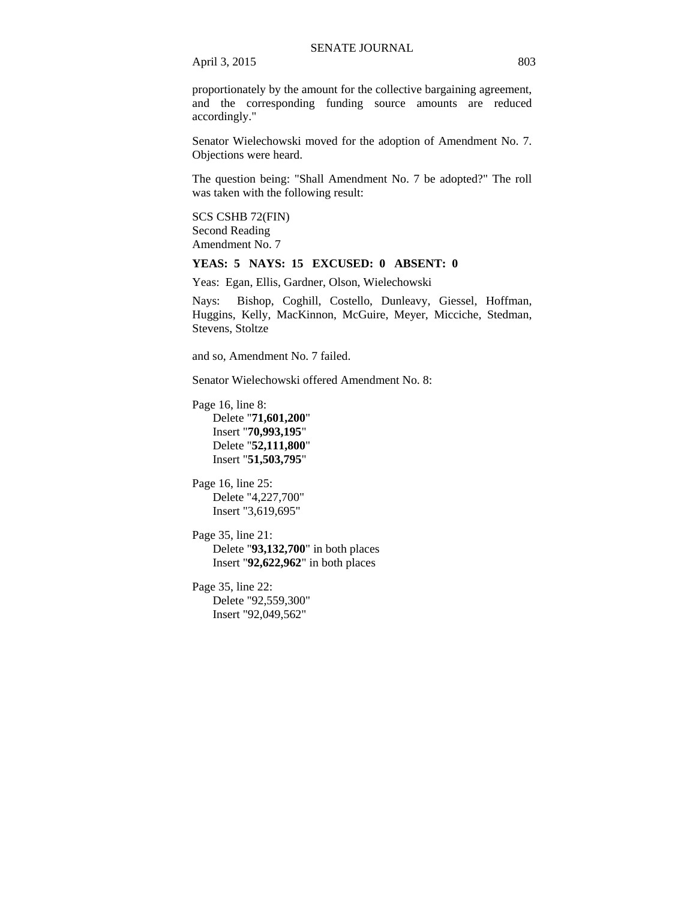proportionately by the amount for the collective bargaining agreement, and the corresponding funding source amounts are reduced accordingly."

Senator Wielechowski moved for the adoption of Amendment No. 7. Objections were heard.

The question being: "Shall Amendment No. 7 be adopted?" The roll was taken with the following result:

SCS CSHB 72(FIN)
Second Reading
Amendment No. 7

**YEAS: 5 NAYS: 15 EXCUSED: 0 ABSENT: 0**

Yeas: Egan, Ellis, Gardner, Olson, Wielechowski

Nays: Bishop, Coghill, Costello, Dunleavy, Giessel, Hoffman, Huggins, Kelly, MacKinnon, McGuire, Meyer, Micciche, Stedman, Stevens, Stoltze

and so, Amendment No. 7 failed.

Senator Wielechowski offered Amendment No. 8:

Page 16, line 8:
Delete "**71,601,200**"
Insert "**70,993,195**"
Delete "**52,111,800**"
Insert "**51,503,795**"

Page 16, line 25:
Delete "4,227,700"
Insert "3,619,695"

Page 35, line 21:
Delete "**93,132,700**" in both places
Insert "**92,622,962**" in both places

Page 35, line 22:
Delete "92,559,300"
Insert "92,049,562"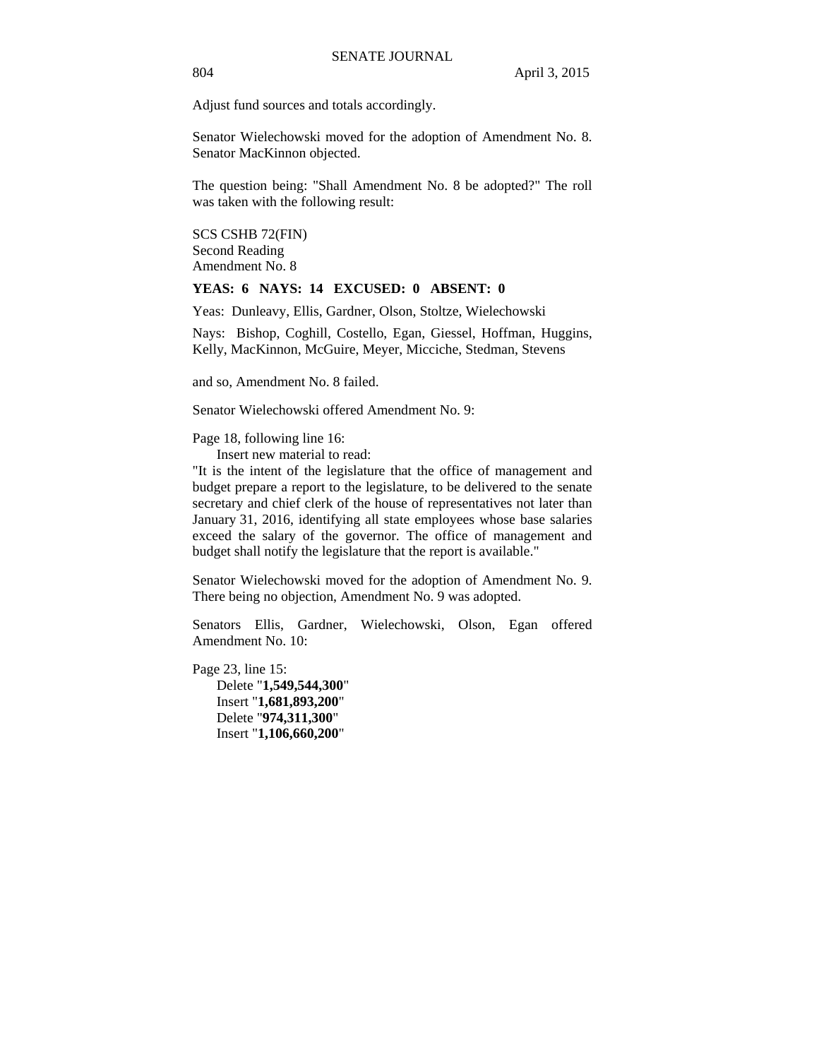Adjust fund sources and totals accordingly.

Senator Wielechowski moved for the adoption of Amendment No. 8. Senator MacKinnon objected.

The question being: "Shall Amendment No. 8 be adopted?" The roll was taken with the following result:

SCS CSHB 72(FIN)
Second Reading
Amendment No. 8

**YEAS: 6 NAYS: 14 EXCUSED: 0 ABSENT: 0**

Yeas: Dunleavy, Ellis, Gardner, Olson, Stoltze, Wielechowski

Nays: Bishop, Coghill, Costello, Egan, Giessel, Hoffman, Huggins, Kelly, MacKinnon, McGuire, Meyer, Micciche, Stedman, Stevens

and so, Amendment No. 8 failed.

Senator Wielechowski offered Amendment No. 9:

Page 18, following line 16:
Insert new material to read:
"It is the intent of the legislature that the office of management and budget prepare a report to the legislature, to be delivered to the senate secretary and chief clerk of the house of representatives not later than January 31, 2016, identifying all state employees whose base salaries exceed the salary of the governor. The office of management and budget shall notify the legislature that the report is available."

Senator Wielechowski moved for the adoption of Amendment No. 9. There being no objection, Amendment No. 9 was adopted.

Senators Ellis, Gardner, Wielechowski, Olson, Egan offered Amendment No. 10:

Page 23, line 15:
Delete "**1,549,544,300**"
Insert "**1,681,893,200**"
Delete "**974,311,300**"
Insert "**1,106,660,200**"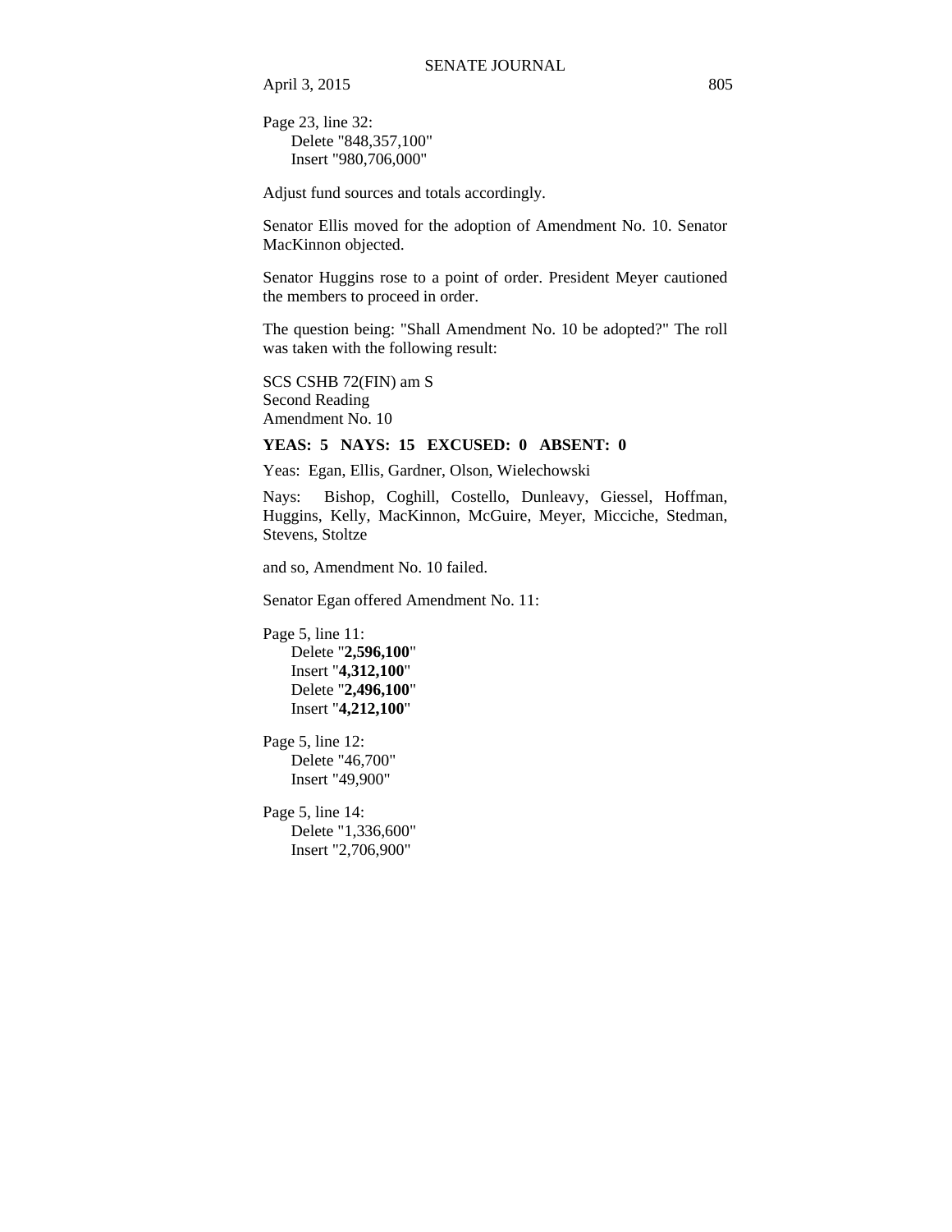Page 23, line 32:
Delete "848,357,100"
Insert "980,706,000"

Adjust fund sources and totals accordingly.

Senator Ellis moved for the adoption of Amendment No. 10. Senator MacKinnon objected.

Senator Huggins rose to a point of order. President Meyer cautioned the members to proceed in order.

The question being: "Shall Amendment No. 10 be adopted?" The roll was taken with the following result:

SCS CSHB 72(FIN) am S
Second Reading
Amendment No. 10

**YEAS: 5 NAYS: 15 EXCUSED: 0 ABSENT: 0**

Yeas: Egan, Ellis, Gardner, Olson, Wielechowski

Nays: Bishop, Coghill, Costello, Dunleavy, Giessel, Hoffman, Huggins, Kelly, MacKinnon, McGuire, Meyer, Micciche, Stedman, Stevens, Stoltze

and so, Amendment No. 10 failed.

Senator Egan offered Amendment No. 11:

Page 5, line 11:
Delete "**2,596,100**"
Insert "**4,312,100**"
Delete "**2,496,100**"
Insert "**4,212,100**"

Page 5, line 12:
Delete "46,700"
Insert "49,900"

Page 5, line 14:
Delete "1,336,600"
Insert "2,706,900"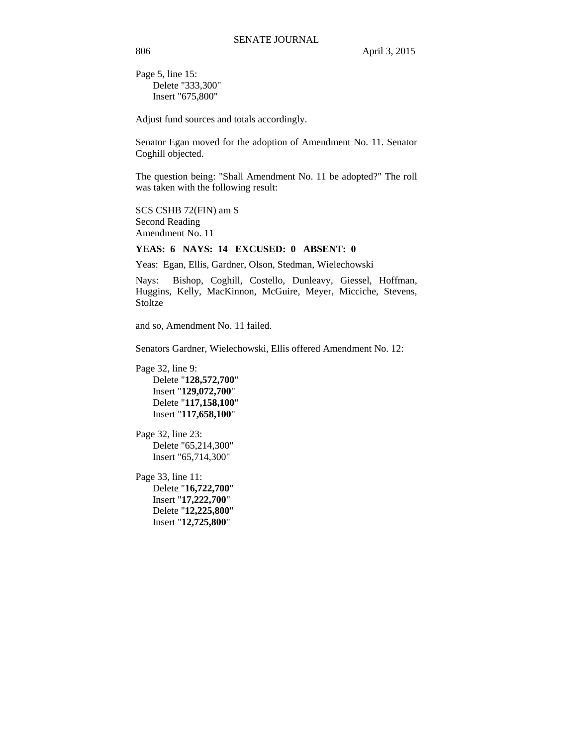Page 5, line 15:
    Delete "333,300"
    Insert "675,800"

Adjust fund sources and totals accordingly.

Senator Egan moved for the adoption of Amendment No. 11. Senator Coghill objected.

The question being: "Shall Amendment No. 11 be adopted?" The roll was taken with the following result:

SCS CSHB 72(FIN) am S
Second Reading
Amendment No. 11

**YEAS: 6 NAYS: 14 EXCUSED: 0 ABSENT: 0**

Yeas: Egan, Ellis, Gardner, Olson, Stedman, Wielechowski

Nays: Bishop, Coghill, Costello, Dunleavy, Giessel, Hoffman, Huggins, Kelly, MacKinnon, McGuire, Meyer, Micciche, Stevens, Stoltze

and so, Amendment No. 11 failed.

Senators Gardner, Wielechowski, Ellis offered Amendment No. 12:

Page 32, line 9:
    Delete "**128,572,700**"
    Insert "**129,072,700**"
    Delete "**117,158,100**"
    Insert "**117,658,100**"

Page 32, line 23:
    Delete "65,214,300"
    Insert "65,714,300"

Page 33, line 11:
    Delete "**16,722,700**"
    Insert "**17,222,700**"
    Delete "**12,225,800**"
    Insert "**12,725,800**"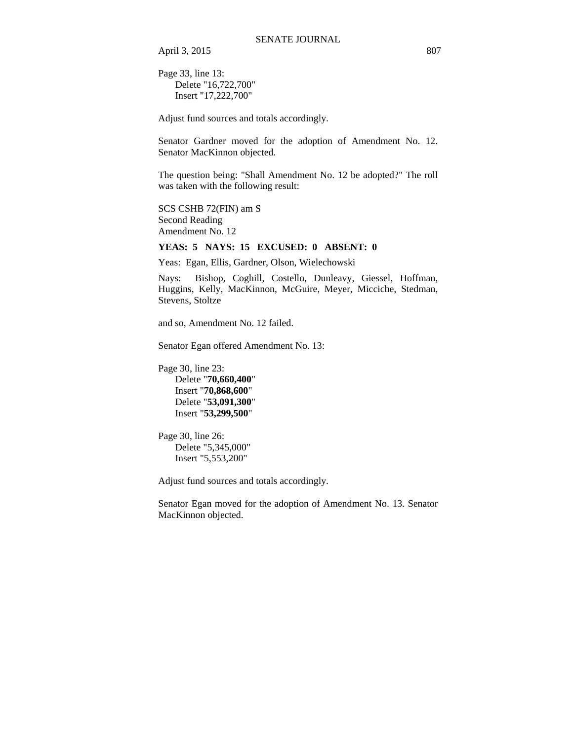Page 33, line 13:
Delete "16,722,700"
Insert "17,222,700"

Adjust fund sources and totals accordingly.

Senator Gardner moved for the adoption of Amendment No. 12. Senator MacKinnon objected.

The question being: "Shall Amendment No. 12 be adopted?" The roll was taken with the following result:

SCS CSHB 72(FIN) am S
Second Reading
Amendment No. 12

**YEAS: 5 NAYS: 15 EXCUSED: 0 ABSENT: 0**

Yeas: Egan, Ellis, Gardner, Olson, Wielechowski

Nays: Bishop, Coghill, Costello, Dunleavy, Giessel, Hoffman, Huggins, Kelly, MacKinnon, McGuire, Meyer, Micciche, Stedman, Stevens, Stoltze

and so, Amendment No. 12 failed.

Senator Egan offered Amendment No. 13:

Page 30, line 23:
Delete "**70,660,400**"
Insert "**70,868,600**"
Delete "**53,091,300**"
Insert "**53,299,500**"

Page 30, line 26:
Delete "5,345,000"
Insert "5,553,200"

Adjust fund sources and totals accordingly.

Senator Egan moved for the adoption of Amendment No. 13. Senator MacKinnon objected.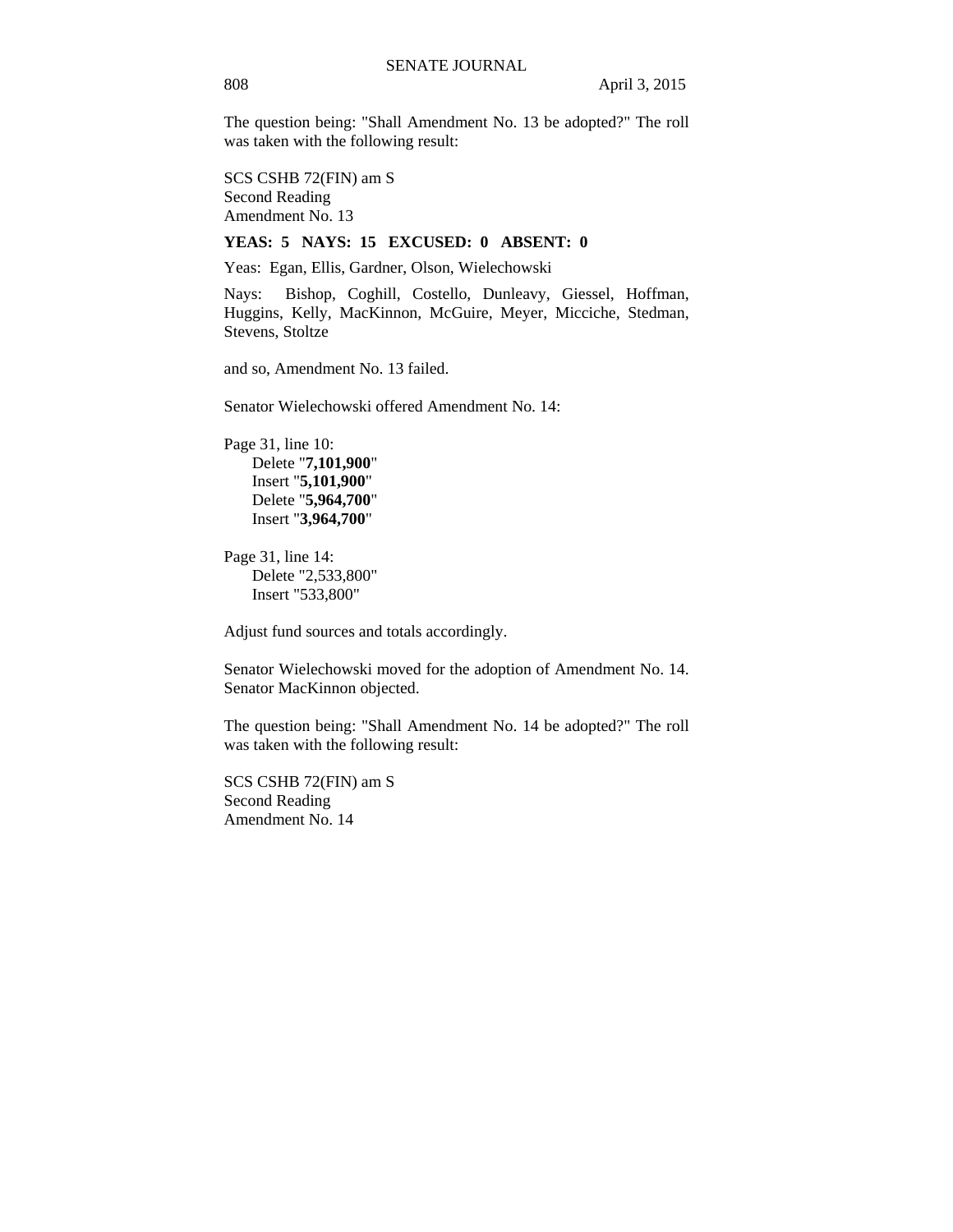The question being: "Shall Amendment No. 13 be adopted?" The roll was taken with the following result:

SCS CSHB 72(FIN) am S
Second Reading
Amendment No. 13

**YEAS: 5 NAYS: 15 EXCUSED: 0 ABSENT: 0**

Yeas: Egan, Ellis, Gardner, Olson, Wielechowski

Nays: Bishop, Coghill, Costello, Dunleavy, Giessel, Hoffman, Huggins, Kelly, MacKinnon, McGuire, Meyer, Micciche, Stedman, Stevens, Stoltze

and so, Amendment No. 13 failed.

Senator Wielechowski offered Amendment No. 14:

Page 31, line 10:
Delete "**7,101,900**"
Insert "**5,101,900**"
Delete "**5,964,700**"
Insert "**3,964,700**"

Page 31, line 14:
Delete "2,533,800"
Insert "533,800"

Adjust fund sources and totals accordingly.

Senator Wielechowski moved for the adoption of Amendment No. 14. Senator MacKinnon objected.

The question being: "Shall Amendment No. 14 be adopted?" The roll was taken with the following result:

SCS CSHB 72(FIN) am S
Second Reading
Amendment No. 14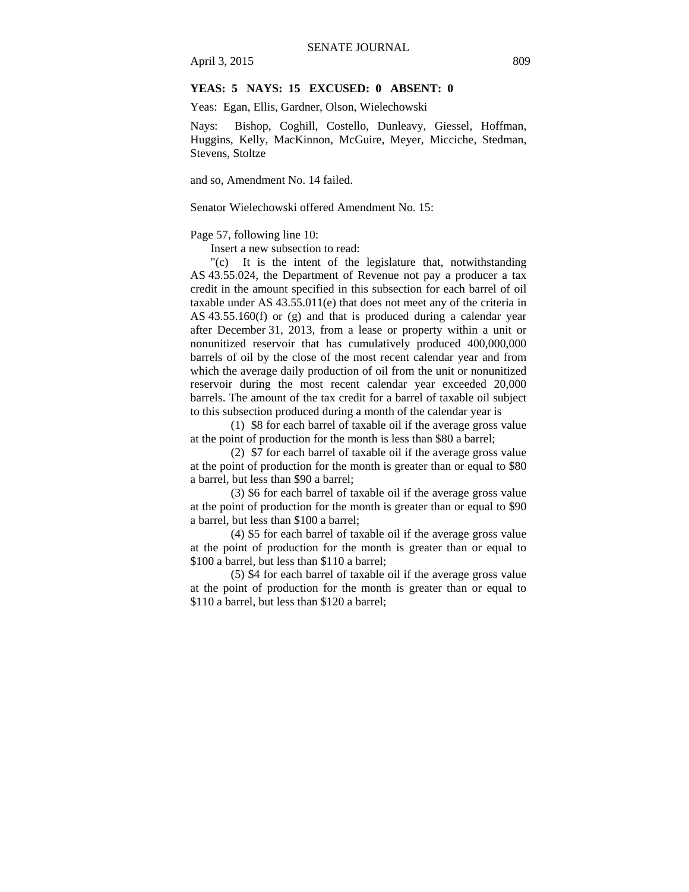**YEAS: 5 NAYS: 15 EXCUSED: 0 ABSENT: 0**

Yeas: Egan, Ellis, Gardner, Olson, Wielechowski

Nays: Bishop, Coghill, Costello, Dunleavy, Giessel, Hoffman, Huggins, Kelly, MacKinnon, McGuire, Meyer, Micciche, Stedman, Stevens, Stoltze

and so, Amendment No. 14 failed.

Senator Wielechowski offered Amendment No. 15:

Page 57, following line 10:

Insert a new subsection to read:

"(c) It is the intent of the legislature that, notwithstanding AS 43.55.024, the Department of Revenue not pay a producer a tax credit in the amount specified in this subsection for each barrel of oil taxable under AS 43.55.011(e) that does not meet any of the criteria in AS 43.55.160(f) or (g) and that is produced during a calendar year after December 31, 2013, from a lease or property within a unit or nonunitized reservoir that has cumulatively produced 400,000,000 barrels of oil by the close of the most recent calendar year and from which the average daily production of oil from the unit or nonunitized reservoir during the most recent calendar year exceeded 20,000 barrels. The amount of the tax credit for a barrel of taxable oil subject to this subsection produced during a month of the calendar year is

(1) $8 for each barrel of taxable oil if the average gross value at the point of production for the month is less than $80 a barrel;

(2) $7 for each barrel of taxable oil if the average gross value at the point of production for the month is greater than or equal to $80 a barrel, but less than $90 a barrel;

(3) $6 for each barrel of taxable oil if the average gross value at the point of production for the month is greater than or equal to $90 a barrel, but less than $100 a barrel;

(4) $5 for each barrel of taxable oil if the average gross value at the point of production for the month is greater than or equal to $100 a barrel, but less than $110 a barrel;

(5) $4 for each barrel of taxable oil if the average gross value at the point of production for the month is greater than or equal to $110 a barrel, but less than $120 a barrel;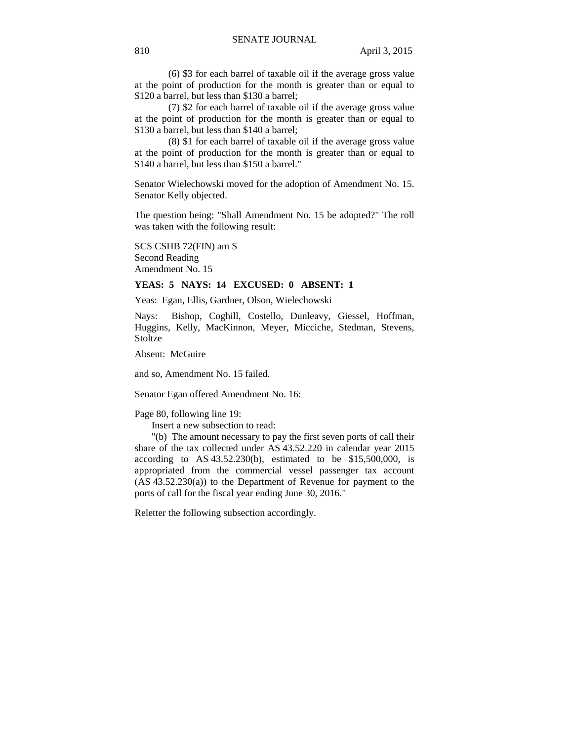(6) $3 for each barrel of taxable oil if the average gross value at the point of production for the month is greater than or equal to $120 a barrel, but less than $130 a barrel;

(7) $2 for each barrel of taxable oil if the average gross value at the point of production for the month is greater than or equal to $130 a barrel, but less than $140 a barrel;

(8) $1 for each barrel of taxable oil if the average gross value at the point of production for the month is greater than or equal to $140 a barrel, but less than $150 a barrel."

Senator Wielechowski moved for the adoption of Amendment No. 15. Senator Kelly objected.

The question being: "Shall Amendment No. 15 be adopted?" The roll was taken with the following result:

SCS CSHB 72(FIN) am S
Second Reading
Amendment No. 15

**YEAS: 5 NAYS: 14 EXCUSED: 0 ABSENT: 1**

Yeas: Egan, Ellis, Gardner, Olson, Wielechowski

Nays: Bishop, Coghill, Costello, Dunleavy, Giessel, Hoffman, Huggins, Kelly, MacKinnon, Meyer, Micciche, Stedman, Stevens, Stoltze

Absent: McGuire

and so, Amendment No. 15 failed.

Senator Egan offered Amendment No. 16:

Page 80, following line 19:
Insert a new subsection to read:
"(b) The amount necessary to pay the first seven ports of call their share of the tax collected under AS 43.52.220 in calendar year 2015 according to AS 43.52.230(b), estimated to be $15,500,000, is appropriated from the commercial vessel passenger tax account (AS 43.52.230(a)) to the Department of Revenue for payment to the ports of call for the fiscal year ending June 30, 2016."

Reletter the following subsection accordingly.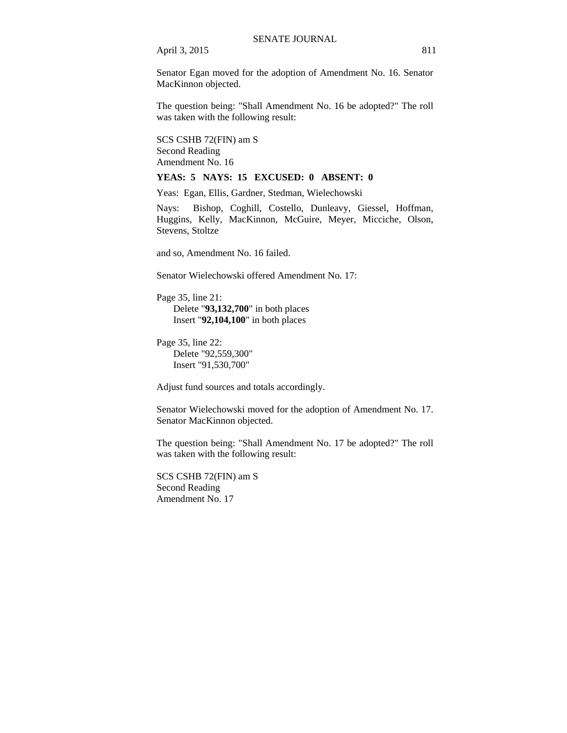Senator Egan moved for the adoption of Amendment No. 16. Senator MacKinnon objected.

The question being: "Shall Amendment No. 16 be adopted?" The roll was taken with the following result:

SCS CSHB 72(FIN) am S
Second Reading
Amendment No. 16

**YEAS: 5 NAYS: 15 EXCUSED: 0 ABSENT: 0**

Yeas: Egan, Ellis, Gardner, Stedman, Wielechowski

Nays: Bishop, Coghill, Costello, Dunleavy, Giessel, Hoffman, Huggins, Kelly, MacKinnon, McGuire, Meyer, Micciche, Olson, Stevens, Stoltze

and so, Amendment No. 16 failed.

Senator Wielechowski offered Amendment No. 17:

Page 35, line 21:
Delete "**93,132,700**" in both places
Insert "**92,104,100**" in both places

Page 35, line 22:
Delete "92,559,300"
Insert "91,530,700"

Adjust fund sources and totals accordingly.

Senator Wielechowski moved for the adoption of Amendment No. 17. Senator MacKinnon objected.

The question being: "Shall Amendment No. 17 be adopted?" The roll was taken with the following result:

SCS CSHB 72(FIN) am S
Second Reading
Amendment No. 17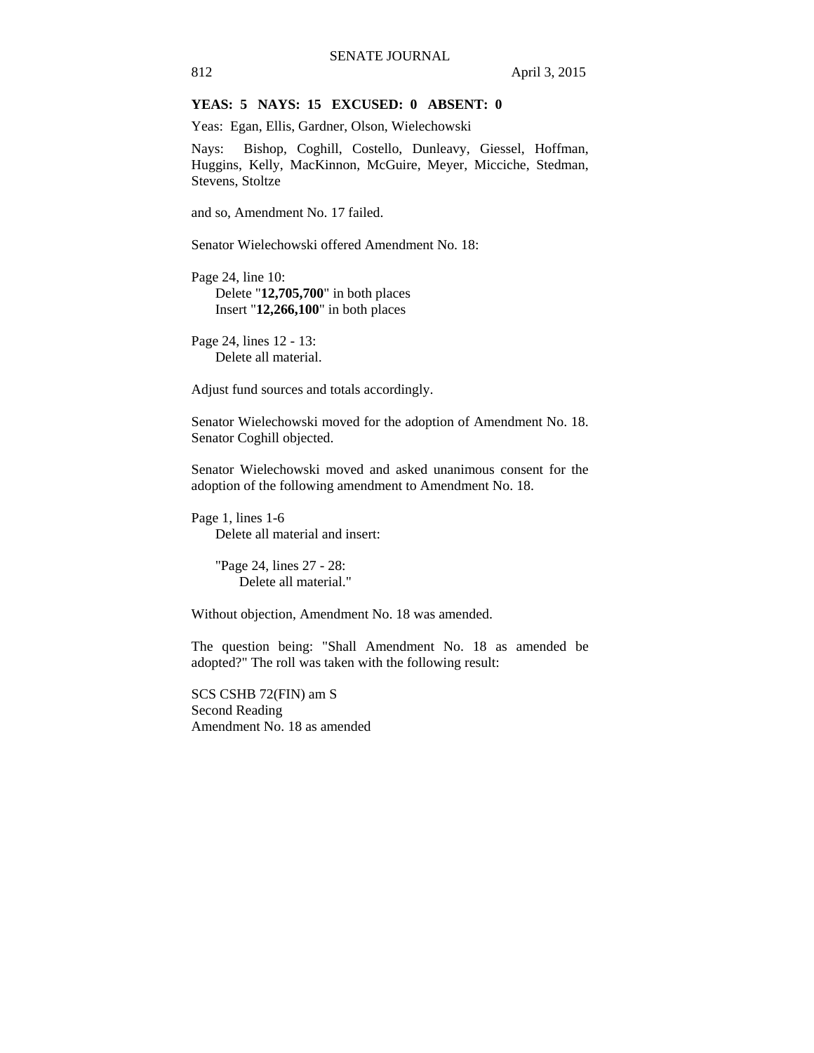**YEAS: 5 NAYS: 15 EXCUSED: 0 ABSENT: 0**

Yeas: Egan, Ellis, Gardner, Olson, Wielechowski

Nays: Bishop, Coghill, Costello, Dunleavy, Giessel, Hoffman, Huggins, Kelly, MacKinnon, McGuire, Meyer, Micciche, Stedman, Stevens, Stoltze

and so, Amendment No. 17 failed.

Senator Wielechowski offered Amendment No. 18:

Page 24, line 10:
Delete "**12,705,700**" in both places
Insert "**12,266,100**" in both places

Page 24, lines 12 - 13:
Delete all material.

Adjust fund sources and totals accordingly.

Senator Wielechowski moved for the adoption of Amendment No. 18. Senator Coghill objected.

Senator Wielechowski moved and asked unanimous consent for the adoption of the following amendment to Amendment No. 18.

Page 1, lines 1-6
Delete all material and insert:

"Page 24, lines 27 - 28:
Delete all material."

Without objection, Amendment No. 18 was amended.

The question being: "Shall Amendment No. 18 as amended be adopted?" The roll was taken with the following result:

SCS CSHB 72(FIN) am S
Second Reading
Amendment No. 18 as amended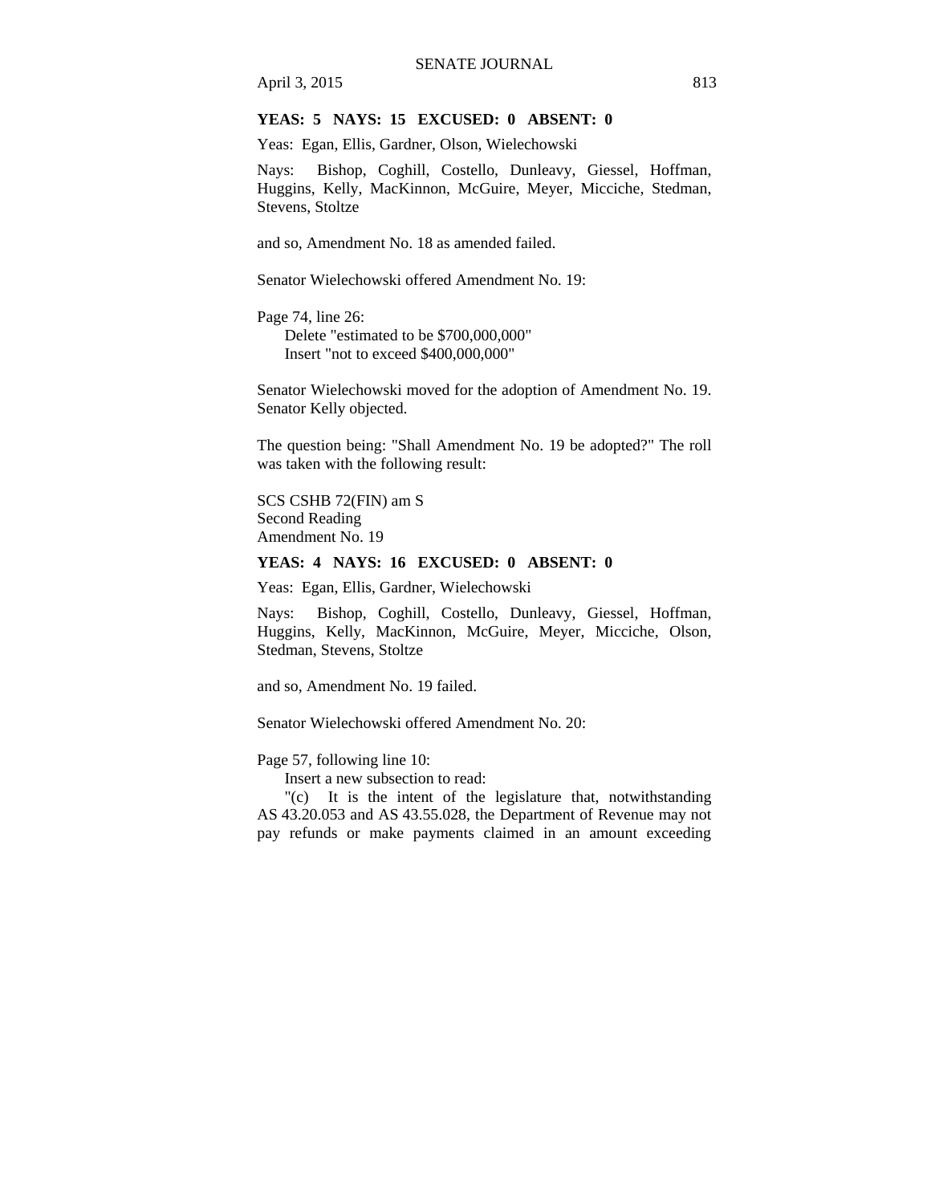**YEAS: 5 NAYS: 15 EXCUSED: 0 ABSENT: 0**

Yeas: Egan, Ellis, Gardner, Olson, Wielechowski

Nays: Bishop, Coghill, Costello, Dunleavy, Giessel, Hoffman, Huggins, Kelly, MacKinnon, McGuire, Meyer, Micciche, Stedman, Stevens, Stoltze

and so, Amendment No. 18 as amended failed.

Senator Wielechowski offered Amendment No. 19:

Page 74, line 26:
Delete "estimated to be $700,000,000"
Insert "not to exceed $400,000,000"

Senator Wielechowski moved for the adoption of Amendment No. 19. Senator Kelly objected.

The question being: "Shall Amendment No. 19 be adopted?" The roll was taken with the following result:

SCS CSHB 72(FIN) am S
Second Reading
Amendment No. 19

**YEAS: 4 NAYS: 16 EXCUSED: 0 ABSENT: 0**

Yeas: Egan, Ellis, Gardner, Wielechowski

Nays: Bishop, Coghill, Costello, Dunleavy, Giessel, Hoffman, Huggins, Kelly, MacKinnon, McGuire, Meyer, Micciche, Olson, Stedman, Stevens, Stoltze

and so, Amendment No. 19 failed.

Senator Wielechowski offered Amendment No. 20:

Page 57, following line 10:
Insert a new subsection to read:
"(c) It is the intent of the legislature that, notwithstanding AS 43.20.053 and AS 43.55.028, the Department of Revenue may not pay refunds or make payments claimed in an amount exceeding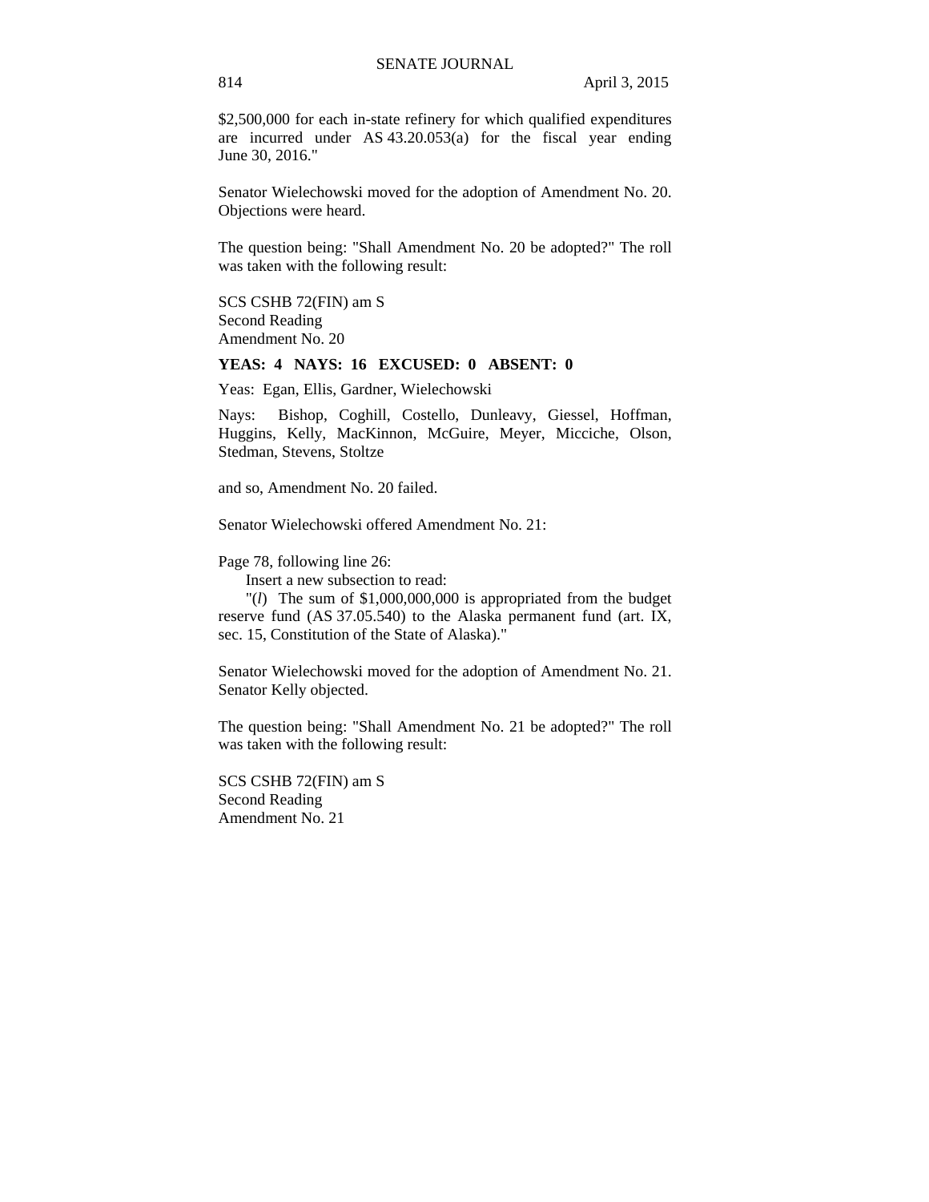$2,500,000 for each in-state refinery for which qualified expenditures are incurred under AS 43.20.053(a) for the fiscal year ending June 30, 2016."

Senator Wielechowski moved for the adoption of Amendment No. 20. Objections were heard.

The question being: "Shall Amendment No. 20 be adopted?" The roll was taken with the following result:

SCS CSHB 72(FIN) am S
Second Reading
Amendment No. 20

**YEAS: 4 NAYS: 16 EXCUSED: 0 ABSENT: 0**

Yeas: Egan, Ellis, Gardner, Wielechowski

Nays: Bishop, Coghill, Costello, Dunleavy, Giessel, Hoffman, Huggins, Kelly, MacKinnon, McGuire, Meyer, Micciche, Olson, Stedman, Stevens, Stoltze

and so, Amendment No. 20 failed.

Senator Wielechowski offered Amendment No. 21:

Page 78, following line 26:
Insert a new subsection to read:
"(*l*) The sum of $1,000,000,000 is appropriated from the budget reserve fund (AS 37.05.540) to the Alaska permanent fund (art. IX, sec. 15, Constitution of the State of Alaska)."

Senator Wielechowski moved for the adoption of Amendment No. 21. Senator Kelly objected.

The question being: "Shall Amendment No. 21 be adopted?" The roll was taken with the following result:

SCS CSHB 72(FIN) am S
Second Reading
Amendment No. 21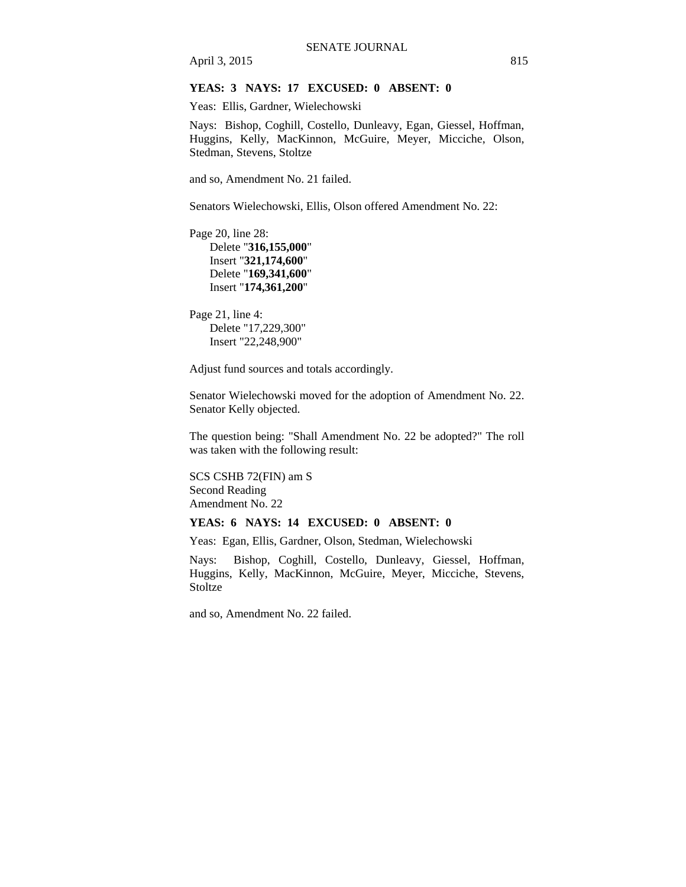**YEAS: 3 NAYS: 17 EXCUSED: 0 ABSENT: 0**

Yeas: Ellis, Gardner, Wielechowski

Nays: Bishop, Coghill, Costello, Dunleavy, Egan, Giessel, Hoffman, Huggins, Kelly, MacKinnon, McGuire, Meyer, Micciche, Olson, Stedman, Stevens, Stoltze

and so, Amendment No. 21 failed.

Senators Wielechowski, Ellis, Olson offered Amendment No. 22:

Page 20, line 28:
Delete "**316,155,000**"
Insert "**321,174,600**"
Delete "**169,341,600**"
Insert "**174,361,200**"

Page 21, line 4:
Delete "17,229,300"
Insert "22,248,900"

Adjust fund sources and totals accordingly.

Senator Wielechowski moved for the adoption of Amendment No. 22. Senator Kelly objected.

The question being: "Shall Amendment No. 22 be adopted?" The roll was taken with the following result:

SCS CSHB 72(FIN) am S
Second Reading
Amendment No. 22

**YEAS: 6 NAYS: 14 EXCUSED: 0 ABSENT: 0**

Yeas: Egan, Ellis, Gardner, Olson, Stedman, Wielechowski

Nays: Bishop, Coghill, Costello, Dunleavy, Giessel, Hoffman, Huggins, Kelly, MacKinnon, McGuire, Meyer, Micciche, Stevens, Stoltze

and so, Amendment No. 22 failed.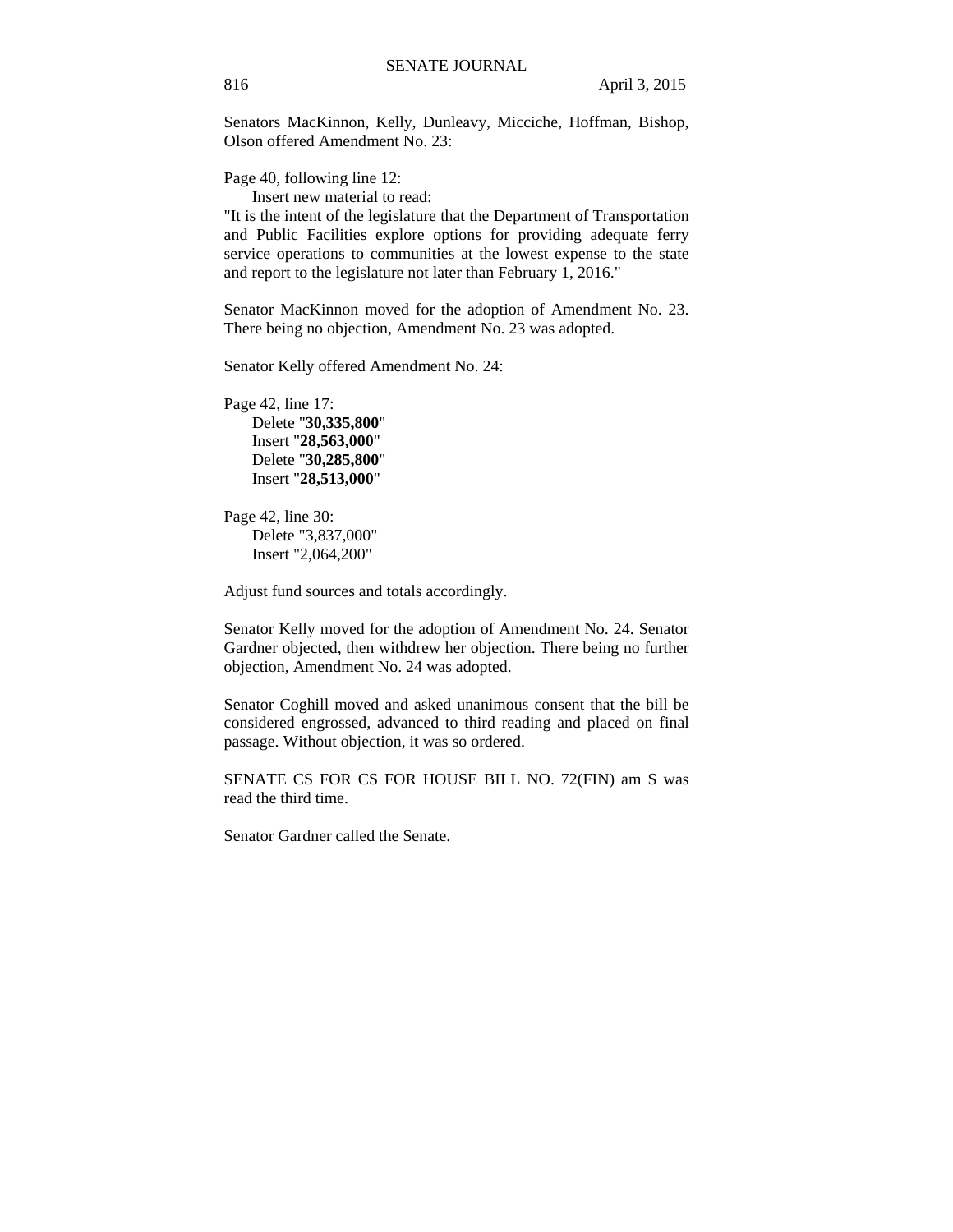Senators MacKinnon, Kelly, Dunleavy, Micciche, Hoffman, Bishop, Olson offered Amendment No. 23:

Page 40, following line 12:
Insert new material to read:
"It is the intent of the legislature that the Department of Transportation and Public Facilities explore options for providing adequate ferry service operations to communities at the lowest expense to the state and report to the legislature not later than February 1, 2016."

Senator MacKinnon moved for the adoption of Amendment No. 23. There being no objection, Amendment No. 23 was adopted.

Senator Kelly offered Amendment No. 24:

Page 42, line 17:
Delete "**30,335,800**"
Insert "**28,563,000**"
Delete "**30,285,800**"
Insert "**28,513,000**"

Page 42, line 30:
Delete "3,837,000"
Insert "2,064,200"

Adjust fund sources and totals accordingly.

Senator Kelly moved for the adoption of Amendment No. 24. Senator Gardner objected, then withdrew her objection. There being no further objection, Amendment No. 24 was adopted.

Senator Coghill moved and asked unanimous consent that the bill be considered engrossed, advanced to third reading and placed on final passage. Without objection, it was so ordered.

SENATE CS FOR CS FOR HOUSE BILL NO. 72(FIN) am S was read the third time.

Senator Gardner called the Senate.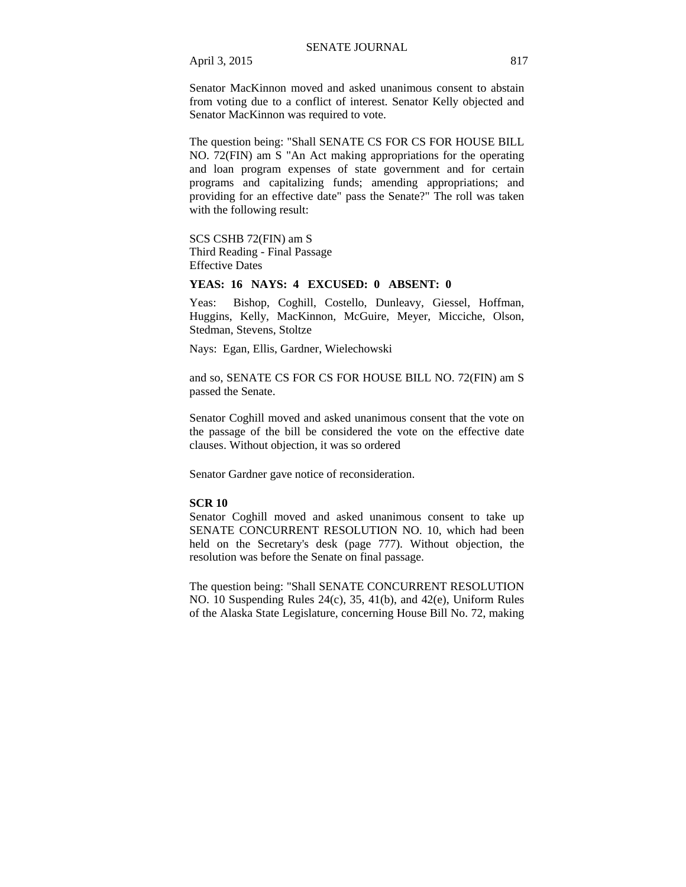Senator MacKinnon moved and asked unanimous consent to abstain from voting due to a conflict of interest. Senator Kelly objected and Senator MacKinnon was required to vote.

The question being: "Shall SENATE CS FOR CS FOR HOUSE BILL NO. 72(FIN) am S "An Act making appropriations for the operating and loan program expenses of state government and for certain programs and capitalizing funds; amending appropriations; and providing for an effective date" pass the Senate?" The roll was taken with the following result:

SCS CSHB 72(FIN) am S
Third Reading - Final Passage
Effective Dates

**YEAS: 16 NAYS: 4 EXCUSED: 0 ABSENT: 0**

Yeas: Bishop, Coghill, Costello, Dunleavy, Giessel, Hoffman, Huggins, Kelly, MacKinnon, McGuire, Meyer, Micciche, Olson, Stedman, Stevens, Stoltze

Nays: Egan, Ellis, Gardner, Wielechowski

and so, SENATE CS FOR CS FOR HOUSE BILL NO. 72(FIN) am S passed the Senate.

Senator Coghill moved and asked unanimous consent that the vote on the passage of the bill be considered the vote on the effective date clauses. Without objection, it was so ordered

Senator Gardner gave notice of reconsideration.

**SCR 10**
Senator Coghill moved and asked unanimous consent to take up SENATE CONCURRENT RESOLUTION NO. 10, which had been held on the Secretary's desk (page 777). Without objection, the resolution was before the Senate on final passage.

The question being: "Shall SENATE CONCURRENT RESOLUTION NO. 10 Suspending Rules 24(c), 35, 41(b), and 42(e), Uniform Rules of the Alaska State Legislature, concerning House Bill No. 72, making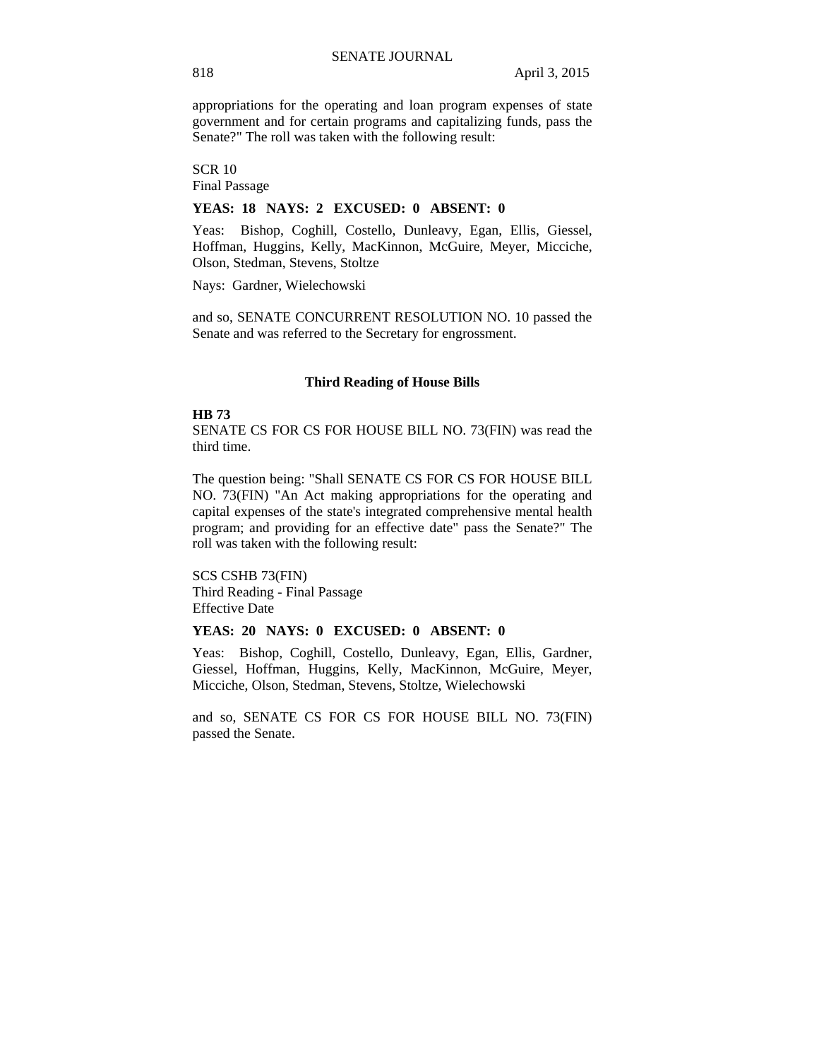appropriations for the operating and loan program expenses of state government and for certain programs and capitalizing funds, pass the Senate?" The roll was taken with the following result:

SCR 10
Final Passage

**YEAS: 18 NAYS: 2 EXCUSED: 0 ABSENT: 0**

Yeas: Bishop, Coghill, Costello, Dunleavy, Egan, Ellis, Giessel, Hoffman, Huggins, Kelly, MacKinnon, McGuire, Meyer, Micciche, Olson, Stedman, Stevens, Stoltze

Nays: Gardner, Wielechowski

and so, SENATE CONCURRENT RESOLUTION NO. 10 passed the Senate and was referred to the Secretary for engrossment.

### Third Reading of House Bills

**HB 73**
SENATE CS FOR CS FOR HOUSE BILL NO. 73(FIN) was read the third time.

The question being: "Shall SENATE CS FOR CS FOR HOUSE BILL NO. 73(FIN) "An Act making appropriations for the operating and capital expenses of the state's integrated comprehensive mental health program; and providing for an effective date" pass the Senate?" The roll was taken with the following result:

SCS CSHB 73(FIN)
Third Reading - Final Passage
Effective Date

**YEAS: 20 NAYS: 0 EXCUSED: 0 ABSENT: 0**

Yeas: Bishop, Coghill, Costello, Dunleavy, Egan, Ellis, Gardner, Giessel, Hoffman, Huggins, Kelly, MacKinnon, McGuire, Meyer, Micciche, Olson, Stedman, Stevens, Stoltze, Wielechowski

and so, SENATE CS FOR CS FOR HOUSE BILL NO. 73(FIN) passed the Senate.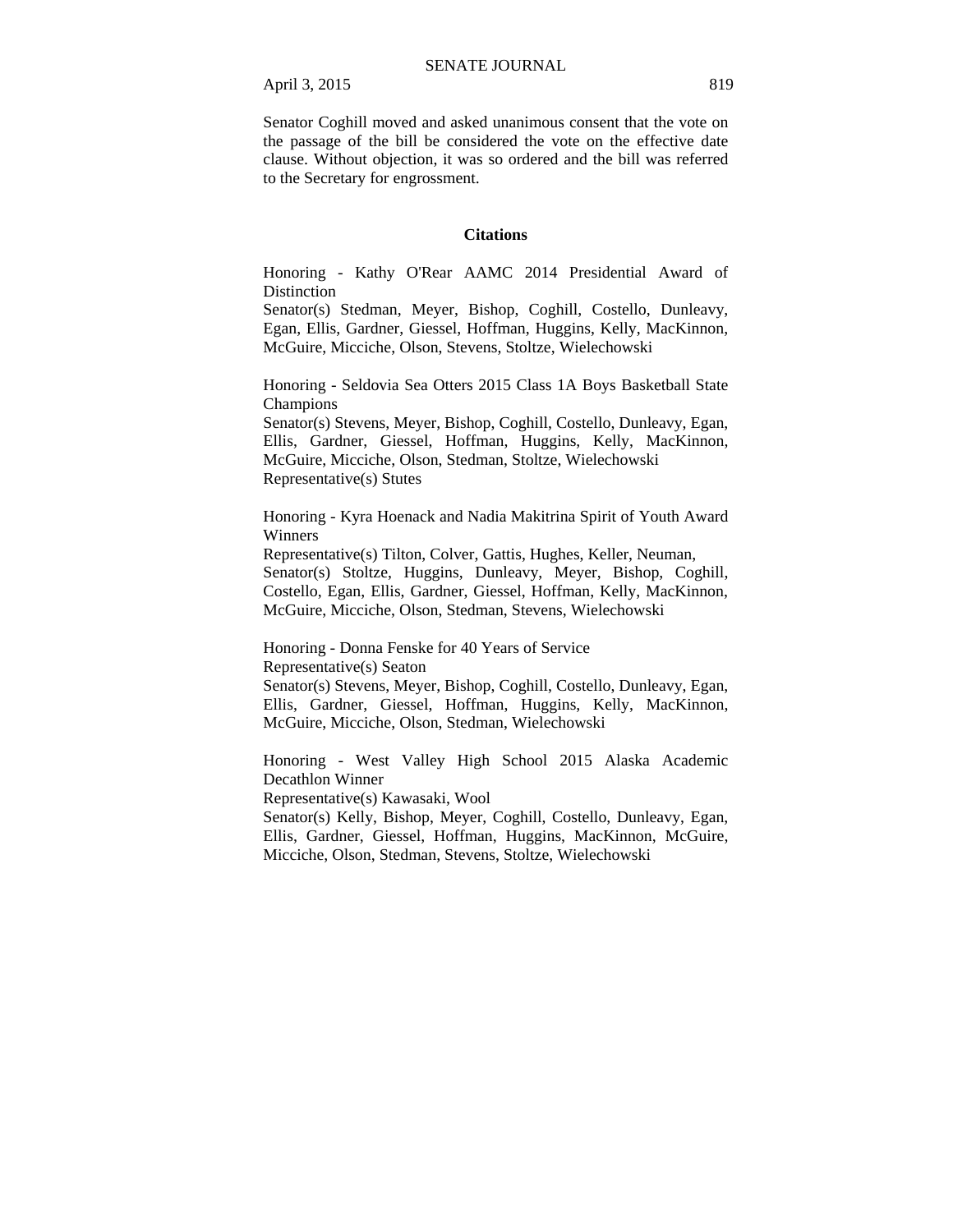Senator Coghill moved and asked unanimous consent that the vote on the passage of the bill be considered the vote on the effective date clause. Without objection, it was so ordered and the bill was referred to the Secretary for engrossment.

## Citations

Honoring - Kathy O'Rear AAMC 2014 Presidential Award of Distinction
Senator(s) Stedman, Meyer, Bishop, Coghill, Costello, Dunleavy, Egan, Ellis, Gardner, Giessel, Hoffman, Huggins, Kelly, MacKinnon, McGuire, Micciche, Olson, Stevens, Stoltze, Wielechowski

Honoring - Seldovia Sea Otters 2015 Class 1A Boys Basketball State Champions
Senator(s) Stevens, Meyer, Bishop, Coghill, Costello, Dunleavy, Egan, Ellis, Gardner, Giessel, Hoffman, Huggins, Kelly, MacKinnon, McGuire, Micciche, Olson, Stedman, Stoltze, Wielechowski
Representative(s) Stutes

Honoring - Kyra Hoenack and Nadia Makitrina Spirit of Youth Award Winners
Representative(s) Tilton, Colver, Gattis, Hughes, Keller, Neuman,
Senator(s) Stoltze, Huggins, Dunleavy, Meyer, Bishop, Coghill, Costello, Egan, Ellis, Gardner, Giessel, Hoffman, Kelly, MacKinnon, McGuire, Micciche, Olson, Stedman, Stevens, Wielechowski

Honoring - Donna Fenske for 40 Years of Service
Representative(s) Seaton
Senator(s) Stevens, Meyer, Bishop, Coghill, Costello, Dunleavy, Egan, Ellis, Gardner, Giessel, Hoffman, Huggins, Kelly, MacKinnon, McGuire, Micciche, Olson, Stedman, Wielechowski

Honoring - West Valley High School 2015 Alaska Academic Decathlon Winner
Representative(s) Kawasaki, Wool
Senator(s) Kelly, Bishop, Meyer, Coghill, Costello, Dunleavy, Egan, Ellis, Gardner, Giessel, Hoffman, Huggins, MacKinnon, McGuire, Micciche, Olson, Stedman, Stevens, Stoltze, Wielechowski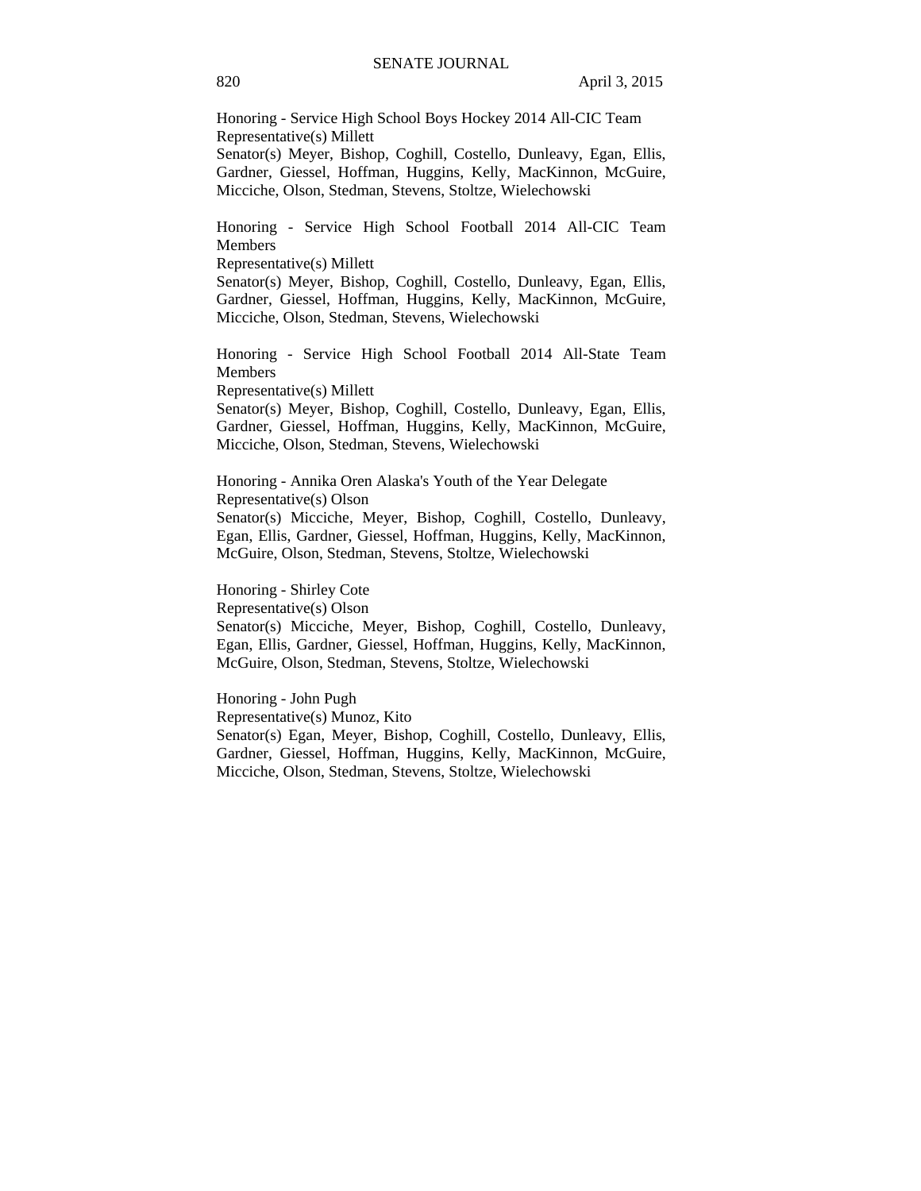Honoring - Service High School Boys Hockey 2014 All-CIC Team
Representative(s) Millett
Senator(s) Meyer, Bishop, Coghill, Costello, Dunleavy, Egan, Ellis, Gardner, Giessel, Hoffman, Huggins, Kelly, MacKinnon, McGuire, Micciche, Olson, Stedman, Stevens, Stoltze, Wielechowski

Honoring - Service High School Football 2014 All-CIC Team Members
Representative(s) Millett
Senator(s) Meyer, Bishop, Coghill, Costello, Dunleavy, Egan, Ellis, Gardner, Giessel, Hoffman, Huggins, Kelly, MacKinnon, McGuire, Micciche, Olson, Stedman, Stevens, Wielechowski

Honoring - Service High School Football 2014 All-State Team Members
Representative(s) Millett
Senator(s) Meyer, Bishop, Coghill, Costello, Dunleavy, Egan, Ellis, Gardner, Giessel, Hoffman, Huggins, Kelly, MacKinnon, McGuire, Micciche, Olson, Stedman, Stevens, Wielechowski

Honoring - Annika Oren Alaska's Youth of the Year Delegate
Representative(s) Olson
Senator(s) Micciche, Meyer, Bishop, Coghill, Costello, Dunleavy, Egan, Ellis, Gardner, Giessel, Hoffman, Huggins, Kelly, MacKinnon, McGuire, Olson, Stedman, Stevens, Stoltze, Wielechowski

Honoring - Shirley Cote
Representative(s) Olson
Senator(s) Micciche, Meyer, Bishop, Coghill, Costello, Dunleavy, Egan, Ellis, Gardner, Giessel, Hoffman, Huggins, Kelly, MacKinnon, McGuire, Olson, Stedman, Stevens, Stoltze, Wielechowski

Honoring - John Pugh
Representative(s) Munoz, Kito
Senator(s) Egan, Meyer, Bishop, Coghill, Costello, Dunleavy, Ellis, Gardner, Giessel, Hoffman, Huggins, Kelly, MacKinnon, McGuire, Micciche, Olson, Stedman, Stevens, Stoltze, Wielechowski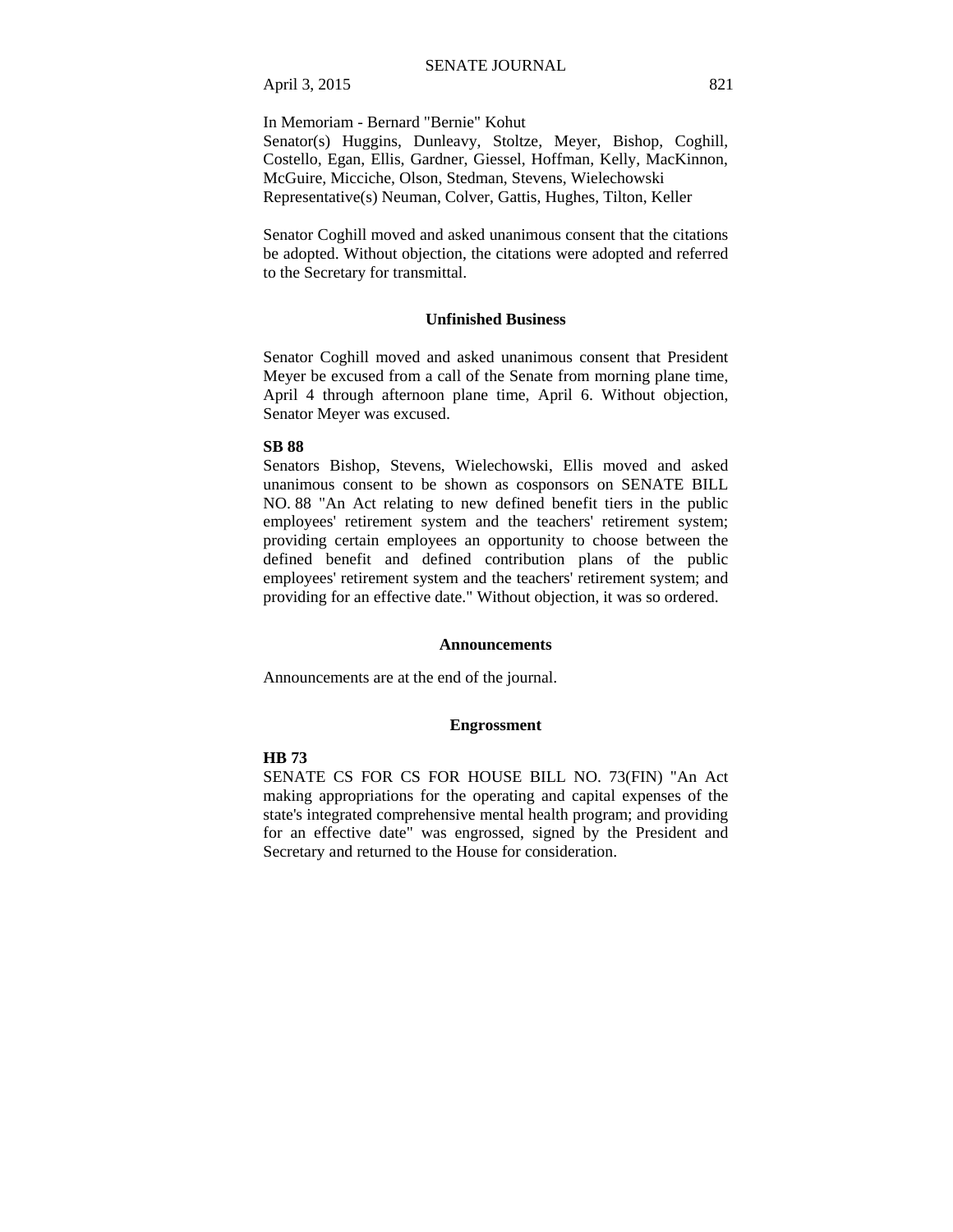In Memoriam - Bernard "Bernie" Kohut
Senator(s) Huggins, Dunleavy, Stoltze, Meyer, Bishop, Coghill, Costello, Egan, Ellis, Gardner, Giessel, Hoffman, Kelly, MacKinnon, McGuire, Micciche, Olson, Stedman, Stevens, Wielechowski
Representative(s) Neuman, Colver, Gattis, Hughes, Tilton, Keller

Senator Coghill moved and asked unanimous consent that the citations be adopted. Without objection, the citations were adopted and referred to the Secretary for transmittal.

## Unfinished Business

Senator Coghill moved and asked unanimous consent that President Meyer be excused from a call of the Senate from morning plane time, April 4 through afternoon plane time, April 6. Without objection, Senator Meyer was excused.

**SB 88**
Senators Bishop, Stevens, Wielechowski, Ellis moved and asked unanimous consent to be shown as cosponsors on SENATE BILL NO. 88 "An Act relating to new defined benefit tiers in the public employees' retirement system and the teachers' retirement system; providing certain employees an opportunity to choose between the defined benefit and defined contribution plans of the public employees' retirement system and the teachers' retirement system; and providing for an effective date." Without objection, it was so ordered.

## Announcements

Announcements are at the end of the journal.

## Engrossment

**HB 73**
SENATE CS FOR CS FOR HOUSE BILL NO. 73(FIN) "An Act making appropriations for the operating and capital expenses of the state's integrated comprehensive mental health program; and providing for an effective date" was engrossed, signed by the President and Secretary and returned to the House for consideration.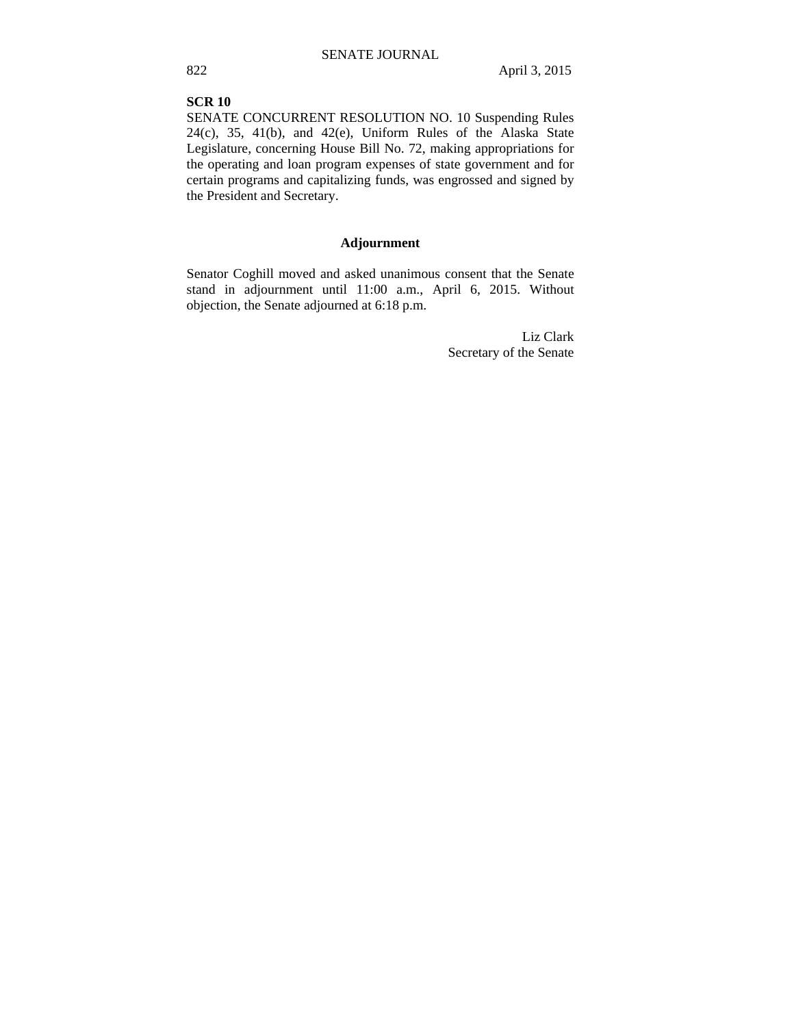**SCR 10**

SENATE CONCURRENT RESOLUTION NO. 10 Suspending Rules 24(c), 35, 41(b), and 42(e), Uniform Rules of the Alaska State Legislature, concerning House Bill No. 72, making appropriations for the operating and loan program expenses of state government and for certain programs and capitalizing funds, was engrossed and signed by the President and Secretary.

## Adjournment

Senator Coghill moved and asked unanimous consent that the Senate stand in adjournment until 11:00 a.m., April 6, 2015. Without objection, the Senate adjourned at 6:18 p.m.

Liz Clark
Secretary of the Senate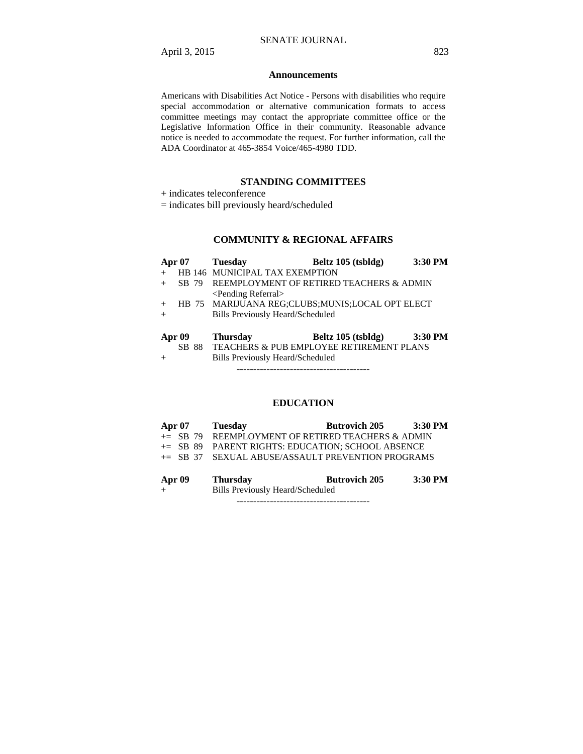## Announcements

Americans with Disabilities Act Notice - Persons with disabilities who require special accommodation or alternative communication formats to access committee meetings may contact the appropriate committee office or the Legislative Information Office in their community. Reasonable advance notice is needed to accommodate the request. For further information, call the ADA Coordinator at 465-3854 Voice/465-4980 TDD.

## STANDING COMMITTEES

+ indicates teleconference

= indicates bill previously heard/scheduled

### COMMUNITY & REGIONAL AFFAIRS

**Apr 07** **Tuesday** **Beltz 105 (tsbldg)** **3:30 PM**

+ HB 146 MUNICIPAL TAX EXEMPTION
+ SB 79 REEMPLOYMENT OF RETIRED TEACHERS & ADMIN <Pending Referral>
+ HB 75 MARIJUANA REG;CLUBS;MUNIS;LOCAL OPT ELECT
+ Bills Previously Heard/Scheduled

**Apr 09** **Thursday** **Beltz 105 (tsbldg)** **3:30 PM**

SB 88 TEACHERS & PUB EMPLOYEE RETIREMENT PLANS

+ Bills Previously Heard/Scheduled

----------------------------------------

### EDUCATION

**Apr 07** **Tuesday** **Butrovich 205** **3:30 PM**

+= SB 79 REEMPLOYMENT OF RETIRED TEACHERS & ADMIN

+= SB 89 PARENT RIGHTS: EDUCATION; SCHOOL ABSENCE

+= SB 37 SEXUAL ABUSE/ASSAULT PREVENTION PROGRAMS

**Apr 09** **Thursday** **Butrovich 205** **3:30 PM**

+ Bills Previously Heard/Scheduled

----------------------------------------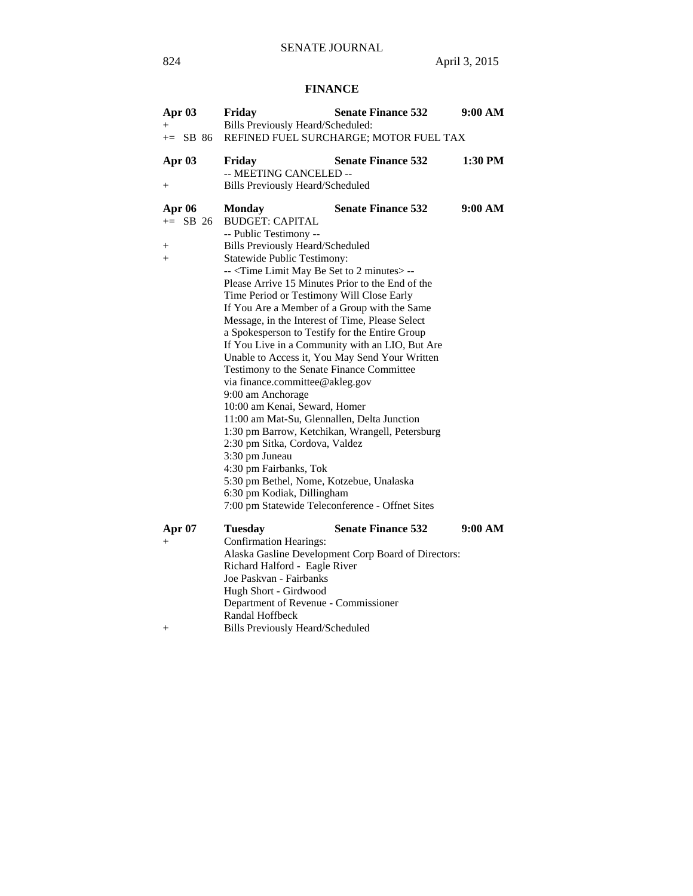## FINANCE

**Apr 03** **Friday** **Senate Finance 532** **9:00 AM**
+ Bills Previously Heard/Scheduled:
+= SB 86 REFINED FUEL SURCHARGE; MOTOR FUEL TAX

**Apr 03** **Friday** **Senate Finance 532** **1:30 PM**
-- MEETING CANCELED --
+ Bills Previously Heard/Scheduled

**Apr 06** **Monday** **Senate Finance 532** **9:00 AM**
+= SB 26 BUDGET: CAPITAL
-- Public Testimony --
+ Bills Previously Heard/Scheduled
+ Statewide Public Testimony:
-- <Time Limit May Be Set to 2 minutes> --
Please Arrive 15 Minutes Prior to the End of the Time Period or Testimony Will Close Early
If You Are a Member of a Group with the Same Message, in the Interest of Time, Please Select a Spokesperson to Testify for the Entire Group
If You Live in a Community with an LIO, But Are Unable to Access it, You May Send Your Written Testimony to the Senate Finance Committee via finance.committee@akleg.gov
9:00 am Anchorage
10:00 am Kenai, Seward, Homer
11:00 am Mat-Su, Glennallen, Delta Junction
1:30 pm Barrow, Ketchikan, Wrangell, Petersburg
2:30 pm Sitka, Cordova, Valdez
3:30 pm Juneau
4:30 pm Fairbanks, Tok
5:30 pm Bethel, Nome, Kotzebue, Unalaska
6:30 pm Kodiak, Dillingham
7:00 pm Statewide Teleconference - Offnet Sites

**Apr 07** **Tuesday** **Senate Finance 532** **9:00 AM**
+ Confirmation Hearings:
Alaska Gasline Development Corp Board of Directors:
Richard Halford - Eagle River
Joe Paskvan - Fairbanks
Hugh Short - Girdwood
Department of Revenue - Commissioner
Randal Hoffbeck
+ Bills Previously Heard/Scheduled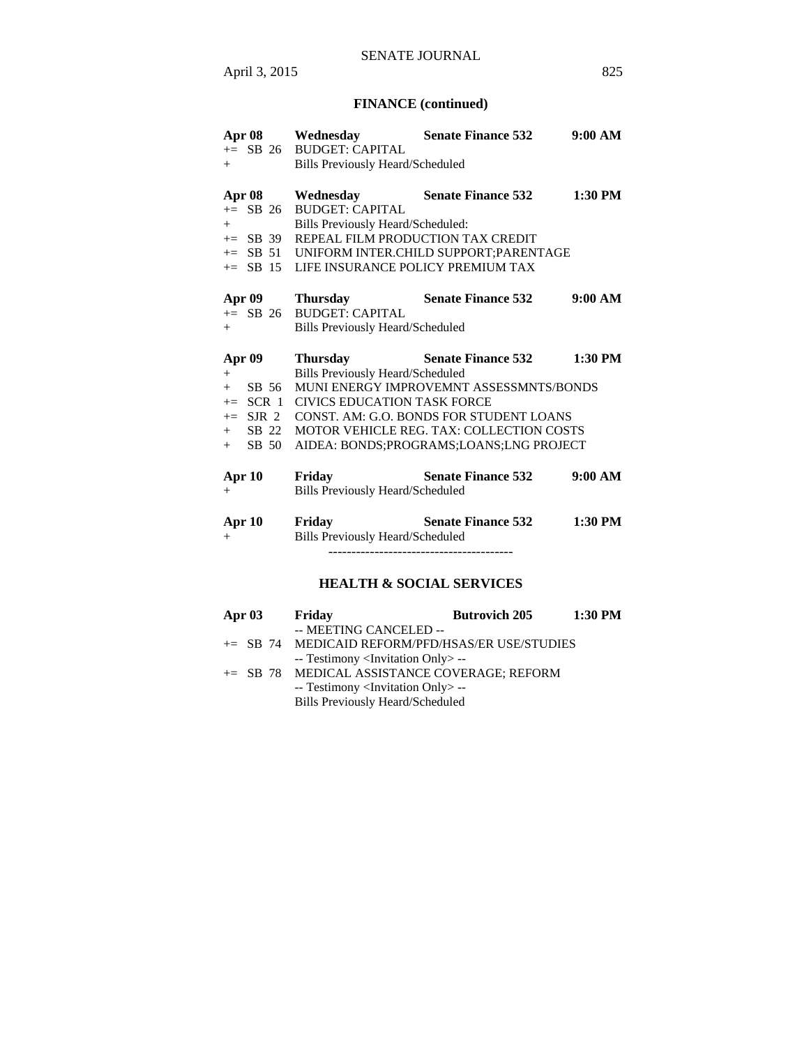## FINANCE (continued)

**Apr 08** **Wednesday** **Senate Finance 532** **9:00 AM**
+= SB 26 BUDGET: CAPITAL
+ Bills Previously Heard/Scheduled

**Apr 08** **Wednesday** **Senate Finance 532** **1:30 PM**
+= SB 26 BUDGET: CAPITAL
+ Bills Previously Heard/Scheduled:
+= SB 39 REPEAL FILM PRODUCTION TAX CREDIT
+= SB 51 UNIFORM INTER.CHILD SUPPORT;PARENTAGE
+= SB 15 LIFE INSURANCE POLICY PREMIUM TAX

**Apr 09** **Thursday** **Senate Finance 532** **9:00 AM**
+= SB 26 BUDGET: CAPITAL
+ Bills Previously Heard/Scheduled

**Apr 09** **Thursday** **Senate Finance 532** **1:30 PM**
+ Bills Previously Heard/Scheduled
+ SB 56 MUNI ENERGY IMPROVEMNT ASSESSMNTS/BONDS
+= SCR 1 CIVICS EDUCATION TASK FORCE
+= SJR 2 CONST. AM: G.O. BONDS FOR STUDENT LOANS
+ SB 22 MOTOR VEHICLE REG. TAX: COLLECTION COSTS
+ SB 50 AIDEA: BONDS;PROGRAMS;LOANS;LNG PROJECT

**Apr 10** **Friday** **Senate Finance 532** **9:00 AM**
+ Bills Previously Heard/Scheduled

**Apr 10** **Friday** **Senate Finance 532** **1:30 PM**
+ Bills Previously Heard/Scheduled

----------------------------------------

## HEALTH & SOCIAL SERVICES

**Apr 03** **Friday** **Butrovich 205** **1:30 PM**
-- MEETING CANCELED --
+= SB 74 MEDICAID REFORM/PFD/HSAS/ER USE/STUDIES
-- Testimony <Invitation Only> --
+= SB 78 MEDICAL ASSISTANCE COVERAGE; REFORM
-- Testimony <Invitation Only> --
Bills Previously Heard/Scheduled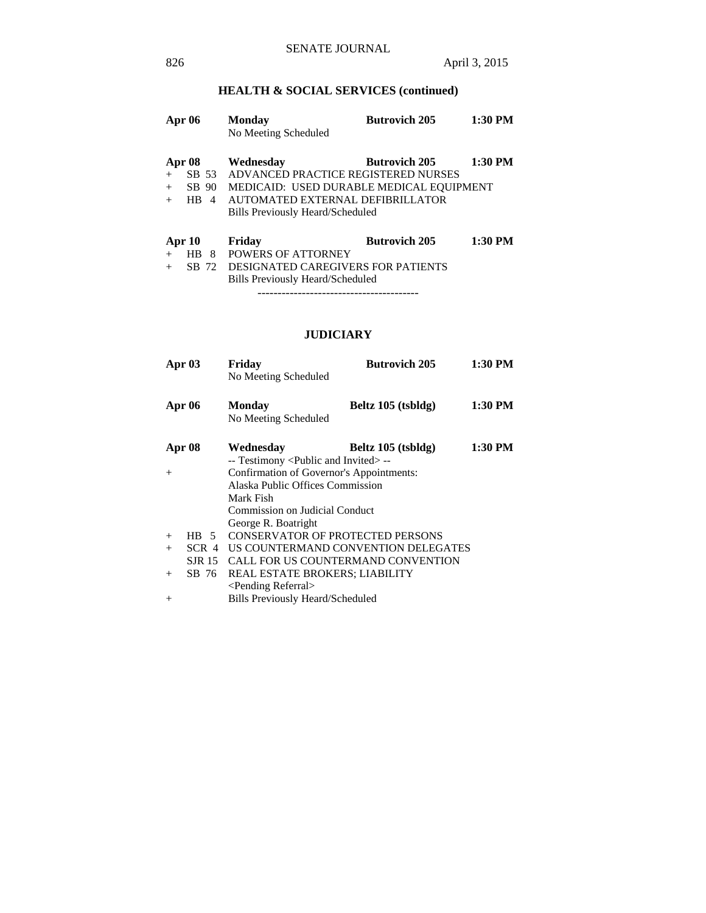## HEALTH & SOCIAL SERVICES (continued)

| | | | | |
|---|---|---|---|---|
| **Apr 06** | | **Monday** | **Butrovich 205** | **1:30 PM** |
| | | No Meeting Scheduled | | |
| **Apr 08** | | **Wednesday** | **Butrovich 205** | **1:30 PM** |
| + | SB 53 | ADVANCED PRACTICE REGISTERED NURSES | | |
| + | SB 90 | MEDICAID: USED DURABLE MEDICAL EQUIPMENT | | |
| + | HB 4 | AUTOMATED EXTERNAL DEFIBRILLATOR | | |
| | | Bills Previously Heard/Scheduled | | |
| **Apr 10** | | **Friday** | **Butrovich 205** | **1:30 PM** |
| + | HB 8 | POWERS OF ATTORNEY | | |
| + | SB 72 | DESIGNATED CAREGIVERS FOR PATIENTS | | |
| | | Bills Previously Heard/Scheduled | | |

----------------------------------------

## JUDICIARY

| | | | | |
|---|---|---|---|---|
| **Apr 03** | | **Friday** | **Butrovich 205** | **1:30 PM** |
| | | No Meeting Scheduled | | |
| **Apr 06** | | **Monday** | **Beltz 105 (tsbldg)** | **1:30 PM** |
| | | No Meeting Scheduled | | |
| **Apr 08** | | **Wednesday** | **Beltz 105 (tsbldg)** | **1:30 PM** |
| | | -- Testimony <Public and Invited> -- | | |
| + | | Confirmation of Governor's Appointments: | | |
| | | Alaska Public Offices Commission | | |
| | | Mark Fish | | |
| | | Commission on Judicial Conduct | | |
| | | George R. Boatright | | |
| + | HB 5 | CONSERVATOR OF PROTECTED PERSONS | | |
| + | SCR 4 | US COUNTERMAND CONVENTION DELEGATES | | |
| | SJR 15 | CALL FOR US COUNTERMAND CONVENTION | | |
| + | SB 76 | REAL ESTATE BROKERS; LIABILITY | | |
| | | <Pending Referral> | | |
| + | | Bills Previously Heard/Scheduled | | |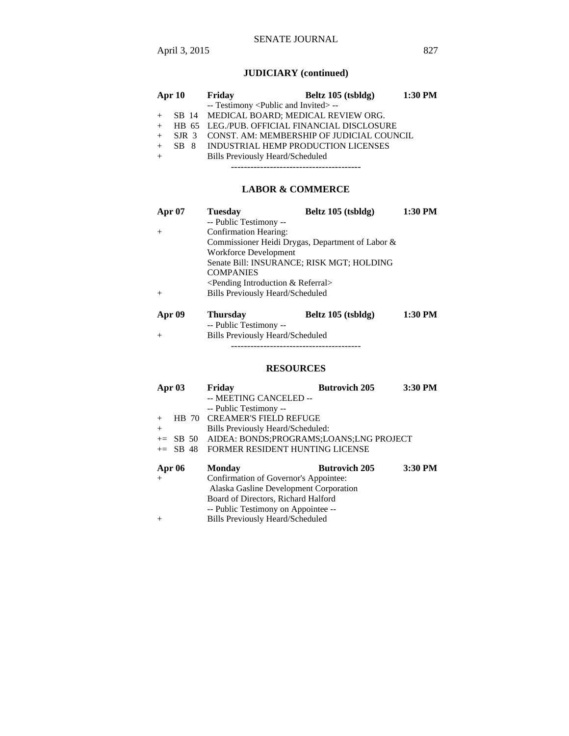### JUDICIARY (continued)

| | | | | |
|---|---|---|---|---|
| **Apr 10** | | **Friday** | **Beltz 105 (tsbldg)** | **1:30 PM** |
| | | -- Testimony <Public and Invited> -- | | |
| + | SB 14 | MEDICAL BOARD; MEDICAL REVIEW ORG. | | |
| + | HB 65 | LEG./PUB. OFFICIAL FINANCIAL DISCLOSURE | | |
| + | SJR 3 | CONST. AM: MEMBERSHIP OF JUDICIAL COUNCIL | | |
| + | SB 8 | INDUSTRIAL HEMP PRODUCTION LICENSES | | |
| + | | Bills Previously Heard/Scheduled | | |

----------------------------------------

### LABOR & COMMERCE

| | | | |
|---|---|---|---|
| **Apr 07** | **Tuesday** | **Beltz 105 (tsbldg)** | **1:30 PM** |
| | -- Public Testimony -- | | |
| + | Confirmation Hearing: | | |
| | Commissioner Heidi Drygas, Department of Labor & Workforce Development | | |
| | Senate Bill: INSURANCE; RISK MGT; HOLDING COMPANIES | | |
| | <Pending Introduction & Referral> | | |
| + | Bills Previously Heard/Scheduled | | |
| **Apr 09** | **Thursday** | **Beltz 105 (tsbldg)** | **1:30 PM** |
| | -- Public Testimony -- | | |
| + | Bills Previously Heard/Scheduled | | |

----------------------------------------

### RESOURCES

| | | | | |
|---|---|---|---|---|
| **Apr 03** | | **Friday** | **Butrovich 205** | **3:30 PM** |
| | | -- MEETING CANCELED -- | | |
| | | -- Public Testimony -- | | |
| + | HB 70 | CREAMER'S FIELD REFUGE | | |
| + | | Bills Previously Heard/Scheduled: | | |
| += | SB 50 | AIDEA: BONDS;PROGRAMS;LOANS;LNG PROJECT | | |
| += | SB 48 | FORMER RESIDENT HUNTING LICENSE | | |
| **Apr 06** | | **Monday** | **Butrovich 205** | **3:30 PM** |
| + | | Confirmation of Governor's Appointee: | | |
| | | Alaska Gasline Development Corporation | | |
| | | Board of Directors, Richard Halford | | |
| | | -- Public Testimony on Appointee -- | | |
| + | | Bills Previously Heard/Scheduled | | |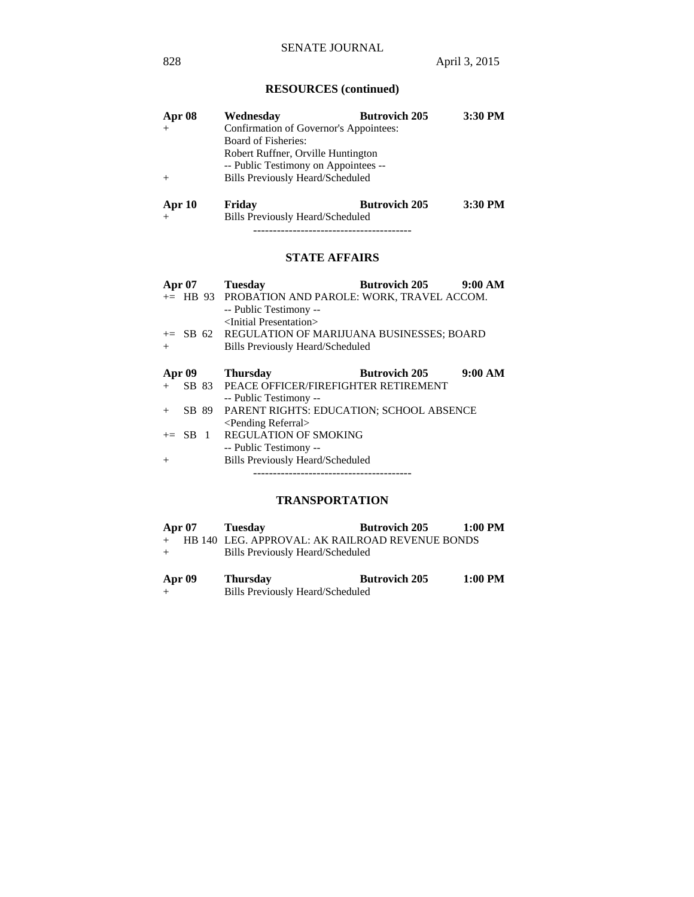## RESOURCES (continued)

| | | | |
|---|---|---|---|
| **Apr 08** | **Wednesday** | **Butrovich 205** | **3:30 PM** |
| + | Confirmation of Governor's Appointees: | | |
| | Board of Fisheries: | | |
| | Robert Ruffner, Orville Huntington | | |
| | -- Public Testimony on Appointees -- | | |
| + | Bills Previously Heard/Scheduled | | |
| **Apr 10** | **Friday** | **Butrovich 205** | **3:30 PM** |
| + | Bills Previously Heard/Scheduled | | |

----------------------------------------

## STATE AFFAIRS

| | | | | |
|---|---|---|---|---|
| **Apr 07** | | **Tuesday** | **Butrovich 205** | **9:00 AM** |
| += | HB 93 | PROBATION AND PAROLE: WORK, TRAVEL ACCOM. | | |
| | | -- Public Testimony -- | | |
| | | <Initial Presentation> | | |
| += | SB 62 | REGULATION OF MARIJUANA BUSINESSES; BOARD | | |
| + | | Bills Previously Heard/Scheduled | | |
| **Apr 09** | | **Thursday** | **Butrovich 205** | **9:00 AM** |
| + | SB 83 | PEACE OFFICER/FIREFIGHTER RETIREMENT | | |
| | | -- Public Testimony -- | | |
| + | SB 89 | PARENT RIGHTS: EDUCATION; SCHOOL ABSENCE | | |
| | | <Pending Referral> | | |
| += | SB 1 | REGULATION OF SMOKING | | |
| | | -- Public Testimony -- | | |
| + | | Bills Previously Heard/Scheduled | | |

----------------------------------------

## TRANSPORTATION

| | | | | |
|---|---|---|---|---|
| **Apr 07** | | **Tuesday** | **Butrovich 205** | **1:00 PM** |
| + | HB 140 | LEG. APPROVAL: AK RAILROAD REVENUE BONDS | | |
| + | | Bills Previously Heard/Scheduled | | |
| **Apr 09** | | **Thursday** | **Butrovich 205** | **1:00 PM** |
| + | | Bills Previously Heard/Scheduled | | |